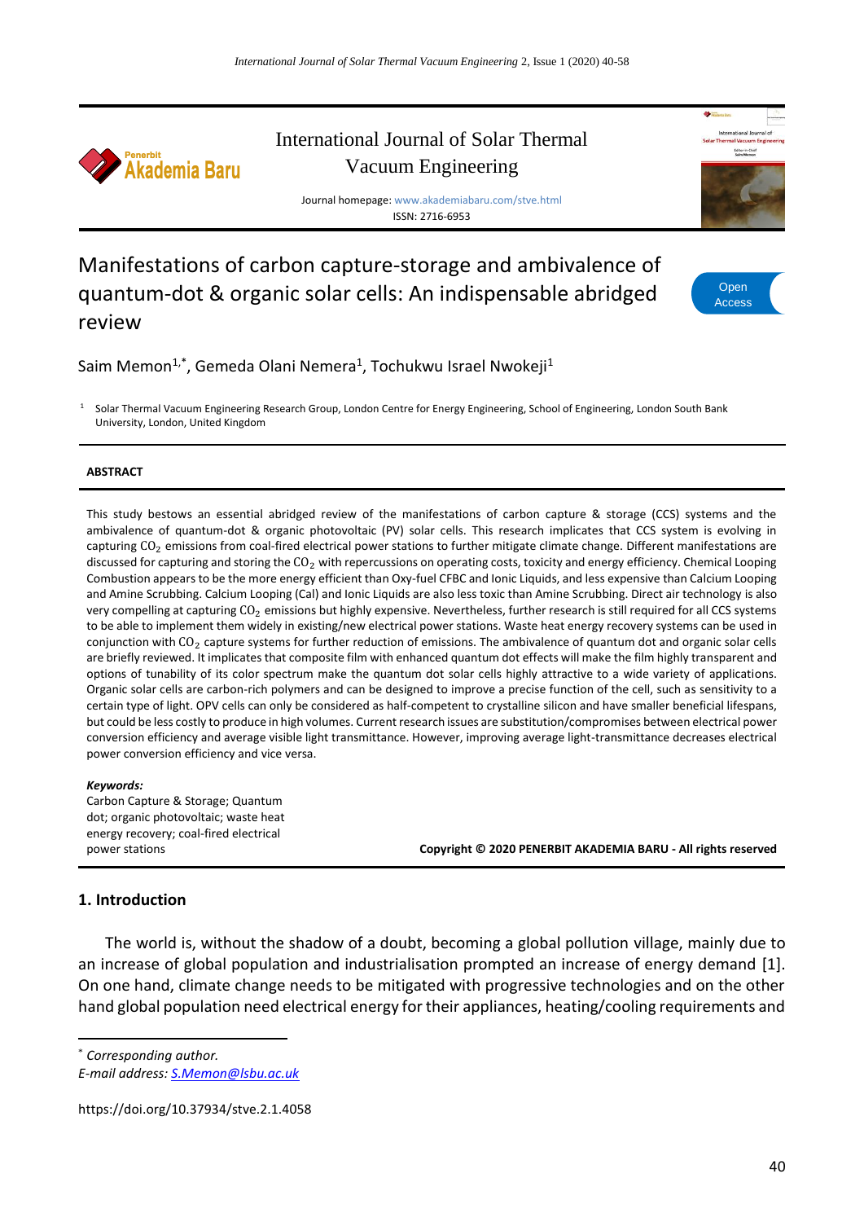International Journal of Solar Thermal Vacuum Engineering

Journal homepage: www.akademiabaru.com/stve.html
ISSN: 2716-6953

# Manifestations of carbon capture-storage and ambivalence of quantum-dot & organic solar cells: An indispensable abridged review

Saim Memon[1,*], Gemeda Olani Nemera[1], Tochukwu Israel Nwokeji[1]

[1] Solar Thermal Vacuum Engineering Research Group, London Centre for Energy Engineering, School of Engineering, London South Bank University, London, United Kingdom

**ABSTRACT**

This study bestows an essential abridged review of the manifestations of carbon capture & storage (CCS) systems and the ambivalence of quantum-dot & organic photovoltaic (PV) solar cells. This research implicates that CCS system is evolving in capturing $CO_2$ emissions from coal-fired electrical power stations to further mitigate climate change. Different manifestations are discussed for capturing and storing the $CO_2$ with repercussions on operating costs, toxicity and energy efficiency. Chemical Looping Combustion appears to be the more energy efficient than Oxy-fuel CFBC and Ionic Liquids, and less expensive than Calcium Looping and Amine Scrubbing. Calcium Looping (Cal) and Ionic Liquids are also less toxic than Amine Scrubbing. Direct air technology is also very compelling at capturing $CO_2$ emissions but highly expensive. Nevertheless, further research is still required for all CCS systems to be able to implement them widely in existing/new electrical power stations. Waste heat energy recovery systems can be used in conjunction with $CO_2$ capture systems for further reduction of emissions. The ambivalence of quantum dot and organic solar cells are briefly reviewed. It implicates that composite film with enhanced quantum dot effects will make the film highly transparent and options of tunability of its color spectrum make the quantum dot solar cells highly attractive to a wide variety of applications. Organic solar cells are carbon-rich polymers and can be designed to improve a precise function of the cell, such as sensitivity to a certain type of light. OPV cells can only be considered as half-competent to crystalline silicon and have smaller beneficial lifespans, but could be less costly to produce in high volumes. Current research issues are substitution/compromises between electrical power conversion efficiency and average visible light transmittance. However, improving average light-transmittance decreases electrical power conversion efficiency and vice versa.

***Keywords:***
Carbon Capture & Storage; Quantum dot; organic photovoltaic; waste heat energy recovery; coal-fired electrical power stations

**Copyright © 2020 PENERBIT AKADEMIA BARU - All rights reserved**

## 1. Introduction

The world is, without the shadow of a doubt, becoming a global pollution village, mainly due to an increase of global population and industrialisation prompted an increase of energy demand [1]. On one hand, climate change needs to be mitigated with progressive technologies and on the other hand global population need electrical energy for their appliances, heating/cooling requirements and

[*] *Corresponding author.*
*E-mail address: S.Memon@lsbu.ac.uk*

https://doi.org/10.37934/stve.2.1.4058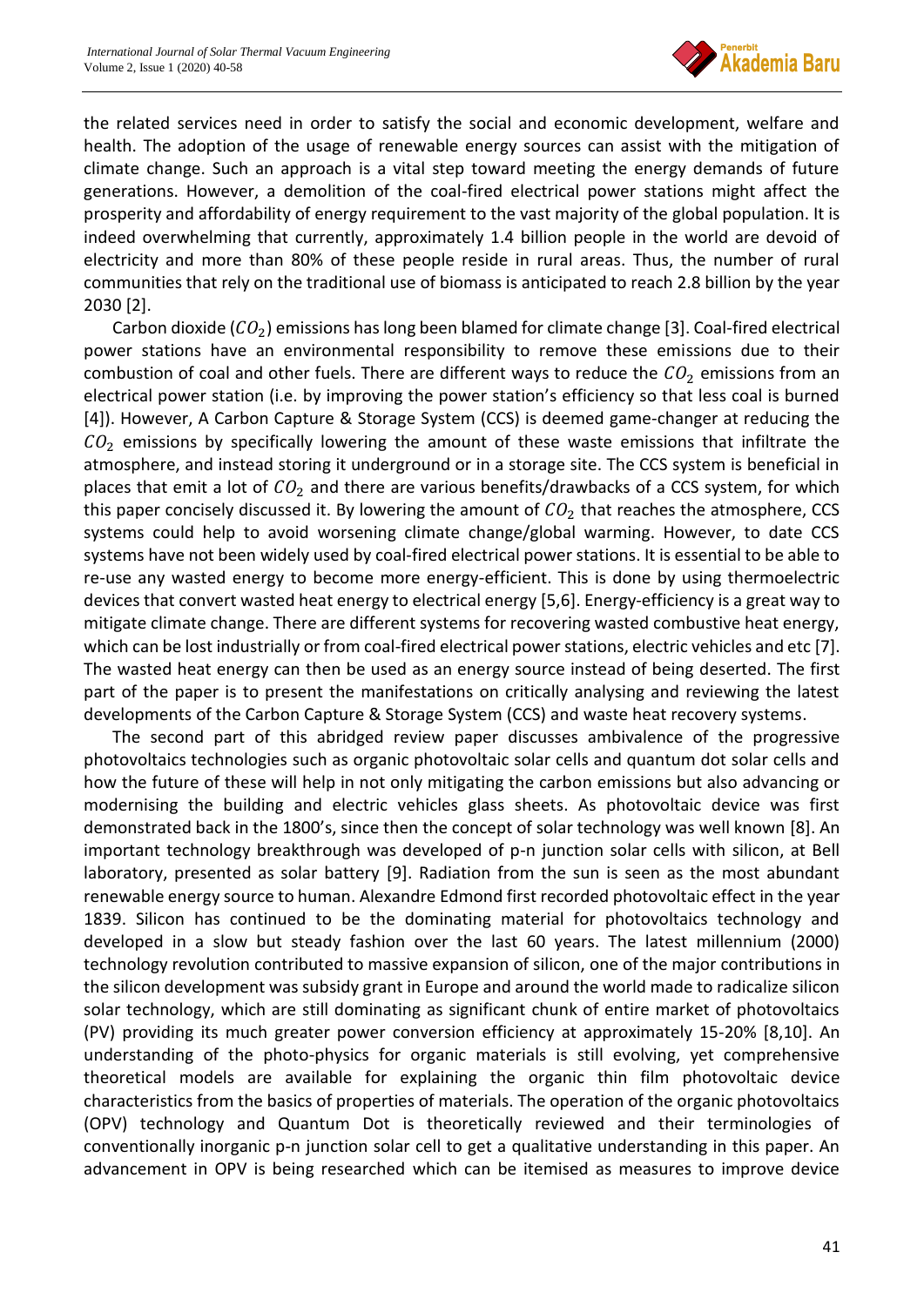the related services need in order to satisfy the social and economic development, welfare and health. The adoption of the usage of renewable energy sources can assist with the mitigation of climate change. Such an approach is a vital step toward meeting the energy demands of future generations. However, a demolition of the coal-fired electrical power stations might affect the prosperity and affordability of energy requirement to the vast majority of the global population. It is indeed overwhelming that currently, approximately 1.4 billion people in the world are devoid of electricity and more than 80% of these people reside in rural areas. Thus, the number of rural communities that rely on the traditional use of biomass is anticipated to reach 2.8 billion by the year 2030 [2].

Carbon dioxide ($CO_2$) emissions has long been blamed for climate change [3]. Coal-fired electrical power stations have an environmental responsibility to remove these emissions due to their combustion of coal and other fuels. There are different ways to reduce the $CO_2$ emissions from an electrical power station (i.e. by improving the power station's efficiency so that less coal is burned [4]). However, A Carbon Capture & Storage System (CCS) is deemed game-changer at reducing the $CO_2$ emissions by specifically lowering the amount of these waste emissions that infiltrate the atmosphere, and instead storing it underground or in a storage site. The CCS system is beneficial in places that emit a lot of $CO_2$ and there are various benefits/drawbacks of a CCS system, for which this paper concisely discussed it. By lowering the amount of $CO_2$ that reaches the atmosphere, CCS systems could help to avoid worsening climate change/global warming. However, to date CCS systems have not been widely used by coal-fired electrical power stations. It is essential to be able to re-use any wasted energy to become more energy-efficient. This is done by using thermoelectric devices that convert wasted heat energy to electrical energy [5,6]. Energy-efficiency is a great way to mitigate climate change. There are different systems for recovering wasted combustive heat energy, which can be lost industrially or from coal-fired electrical power stations, electric vehicles and etc [7]. The wasted heat energy can then be used as an energy source instead of being deserted. The first part of the paper is to present the manifestations on critically analysing and reviewing the latest developments of the Carbon Capture & Storage System (CCS) and waste heat recovery systems.

The second part of this abridged review paper discusses ambivalence of the progressive photovoltaics technologies such as organic photovoltaic solar cells and quantum dot solar cells and how the future of these will help in not only mitigating the carbon emissions but also advancing or modernising the building and electric vehicles glass sheets. As photovoltaic device was first demonstrated back in the 1800's, since then the concept of solar technology was well known [8]. An important technology breakthrough was developed of p-n junction solar cells with silicon, at Bell laboratory, presented as solar battery [9]. Radiation from the sun is seen as the most abundant renewable energy source to human. Alexandre Edmond first recorded photovoltaic effect in the year 1839. Silicon has continued to be the dominating material for photovoltaics technology and developed in a slow but steady fashion over the last 60 years. The latest millennium (2000) technology revolution contributed to massive expansion of silicon, one of the major contributions in the silicon development was subsidy grant in Europe and around the world made to radicalize silicon solar technology, which are still dominating as significant chunk of entire market of photovoltaics (PV) providing its much greater power conversion efficiency at approximately 15-20% [8,10]. An understanding of the photo-physics for organic materials is still evolving, yet comprehensive theoretical models are available for explaining the organic thin film photovoltaic device characteristics from the basics of properties of materials. The operation of the organic photovoltaics (OPV) technology and Quantum Dot is theoretically reviewed and their terminologies of conventionally inorganic p-n junction solar cell to get a qualitative understanding in this paper. An advancement in OPV is being researched which can be itemised as measures to improve device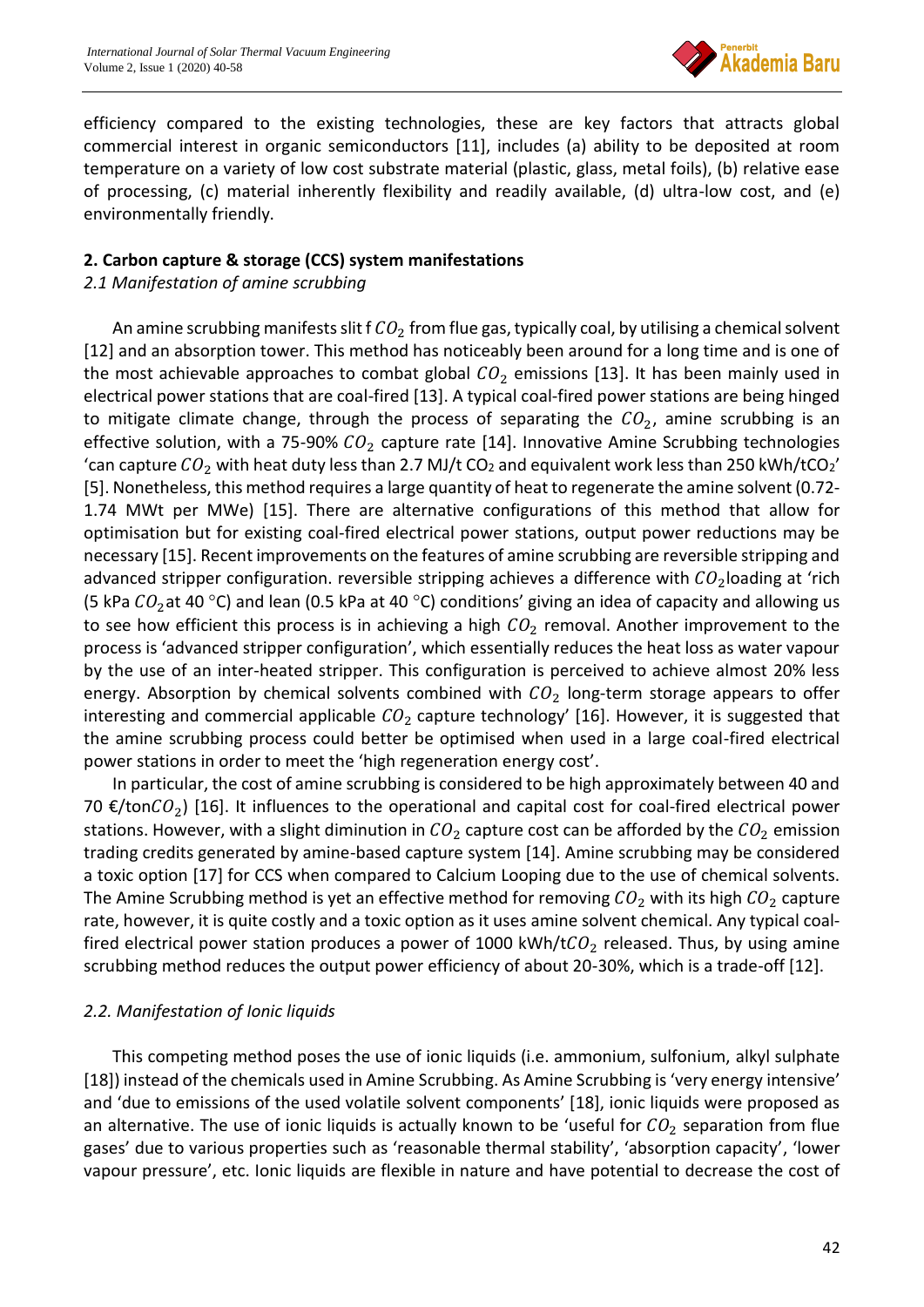efficiency compared to the existing technologies, these are key factors that attracts global commercial interest in organic semiconductors [11], includes (a) ability to be deposited at room temperature on a variety of low cost substrate material (plastic, glass, metal foils), (b) relative ease of processing, (c) material inherently flexibility and readily available, (d) ultra-low cost, and (e) environmentally friendly.

## 2. Carbon capture & storage (CCS) system manifestations

### *2.1 Manifestation of amine scrubbing*

An amine scrubbing manifests slit f $CO_2$ from flue gas, typically coal, by utilising a chemical solvent [12] and an absorption tower. This method has noticeably been around for a long time and is one of the most achievable approaches to combat global $CO_2$ emissions [13]. It has been mainly used in electrical power stations that are coal-fired [13]. A typical coal-fired power stations are being hinged to mitigate climate change, through the process of separating the $CO_2$, amine scrubbing is an effective solution, with a 75-90% $CO_2$ capture rate [14]. Innovative Amine Scrubbing technologies 'can capture $CO_2$ with heat duty less than 2.7 MJ/t $CO_2$ and equivalent work less than 250 kWh/t$CO_2$' [5]. Nonetheless, this method requires a large quantity of heat to regenerate the amine solvent (0.72-1.74 MWt per MWe) [15]. There are alternative configurations of this method that allow for optimisation but for existing coal-fired electrical power stations, output power reductions may be necessary [15]. Recent improvements on the features of amine scrubbing are reversible stripping and advanced stripper configuration. reversible stripping achieves a difference with $CO_2$loading at 'rich (5 kPa $CO_2$at 40 °C) and lean (0.5 kPa at 40 °C) conditions' giving an idea of capacity and allowing us to see how efficient this process is in achieving a high $CO_2$ removal. Another improvement to the process is 'advanced stripper configuration', which essentially reduces the heat loss as water vapour by the use of an inter-heated stripper. This configuration is perceived to achieve almost 20% less energy. Absorption by chemical solvents combined with $CO_2$ long-term storage appears to offer interesting and commercial applicable $CO_2$ capture technology' [16]. However, it is suggested that the amine scrubbing process could better be optimised when used in a large coal-fired electrical power stations in order to meet the 'high regeneration energy cost'.

In particular, the cost of amine scrubbing is considered to be high approximately between 40 and 70 €/ton$CO_2$) [16]. It influences to the operational and capital cost for coal-fired electrical power stations. However, with a slight diminution in $CO_2$ capture cost can be afforded by the $CO_2$ emission trading credits generated by amine-based capture system [14]. Amine scrubbing may be considered a toxic option [17] for CCS when compared to Calcium Looping due to the use of chemical solvents. The Amine Scrubbing method is yet an effective method for removing $CO_2$ with its high $CO_2$ capture rate, however, it is quite costly and a toxic option as it uses amine solvent chemical. Any typical coal-fired electrical power station produces a power of 1000 kWh/t$CO_2$ released. Thus, by using amine scrubbing method reduces the output power efficiency of about 20-30%, which is a trade-off [12].

### *2.2. Manifestation of Ionic liquids*

This competing method poses the use of ionic liquids (i.e. ammonium, sulfonium, alkyl sulphate [18]) instead of the chemicals used in Amine Scrubbing. As Amine Scrubbing is 'very energy intensive' and 'due to emissions of the used volatile solvent components' [18], ionic liquids were proposed as an alternative. The use of ionic liquids is actually known to be 'useful for $CO_2$ separation from flue gases' due to various properties such as 'reasonable thermal stability', 'absorption capacity', 'lower vapour pressure', etc. Ionic liquids are flexible in nature and have potential to decrease the cost of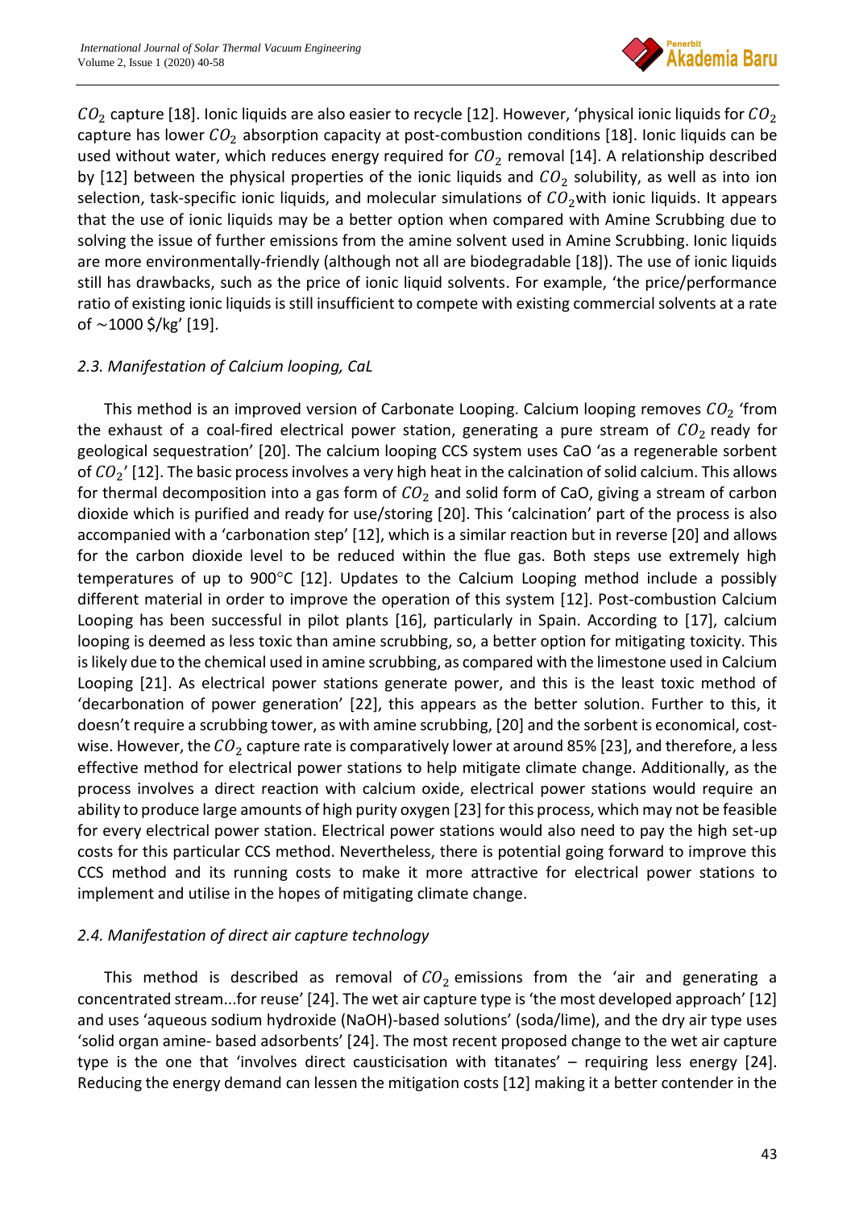$CO_2$ capture [18]. Ionic liquids are also easier to recycle [12]. However, 'physical ionic liquids for $CO_2$ capture has lower $CO_2$ absorption capacity at post-combustion conditions [18]. Ionic liquids can be used without water, which reduces energy required for $CO_2$ removal [14]. A relationship described by [12] between the physical properties of the ionic liquids and $CO_2$ solubility, as well as into ion selection, task-specific ionic liquids, and molecular simulations of $CO_2$with ionic liquids. It appears that the use of ionic liquids may be a better option when compared with Amine Scrubbing due to solving the issue of further emissions from the amine solvent used in Amine Scrubbing. Ionic liquids are more environmentally-friendly (although not all are biodegradable [18]). The use of ionic liquids still has drawbacks, such as the price of ionic liquid solvents. For example, 'the price/performance ratio of existing ionic liquids is still insufficient to compete with existing commercial solvents at a rate of ~1000 $/kg' [19].

### *2.3. Manifestation of Calcium looping, CaL*

This method is an improved version of Carbonate Looping. Calcium looping removes $CO_2$ 'from the exhaust of a coal-fired electrical power station, generating a pure stream of $CO_2$ ready for geological sequestration' [20]. The calcium looping CCS system uses CaO 'as a regenerable sorbent of $CO_2$' [12]. The basic process involves a very high heat in the calcination of solid calcium. This allows for thermal decomposition into a gas form of $CO_2$ and solid form of CaO, giving a stream of carbon dioxide which is purified and ready for use/storing [20]. This 'calcination' part of the process is also accompanied with a 'carbonation step' [12], which is a similar reaction but in reverse [20] and allows for the carbon dioxide level to be reduced within the flue gas. Both steps use extremely high temperatures of up to 900°C [12]. Updates to the Calcium Looping method include a possibly different material in order to improve the operation of this system [12]. Post-combustion Calcium Looping has been successful in pilot plants [16], particularly in Spain. According to [17], calcium looping is deemed as less toxic than amine scrubbing, so, a better option for mitigating toxicity. This is likely due to the chemical used in amine scrubbing, as compared with the limestone used in Calcium Looping [21]. As electrical power stations generate power, and this is the least toxic method of 'decarbonation of power generation' [22], this appears as the better solution. Further to this, it doesn't require a scrubbing tower, as with amine scrubbing, [20] and the sorbent is economical, cost-wise. However, the $CO_2$ capture rate is comparatively lower at around 85% [23], and therefore, a less effective method for electrical power stations to help mitigate climate change. Additionally, as the process involves a direct reaction with calcium oxide, electrical power stations would require an ability to produce large amounts of high purity oxygen [23] for this process, which may not be feasible for every electrical power station. Electrical power stations would also need to pay the high set-up costs for this particular CCS method. Nevertheless, there is potential going forward to improve this CCS method and its running costs to make it more attractive for electrical power stations to implement and utilise in the hopes of mitigating climate change.

### *2.4. Manifestation of direct air capture technology*

This method is described as removal of $CO_2$ emissions from the 'air and generating a concentrated stream...for reuse' [24]. The wet air capture type is 'the most developed approach' [12] and uses 'aqueous sodium hydroxide (NaOH)-based solutions' (soda/lime), and the dry air type uses 'solid organ amine- based adsorbents' [24]. The most recent proposed change to the wet air capture type is the one that 'involves direct causticisation with titanates' – requiring less energy [24]. Reducing the energy demand can lessen the mitigation costs [12] making it a better contender in the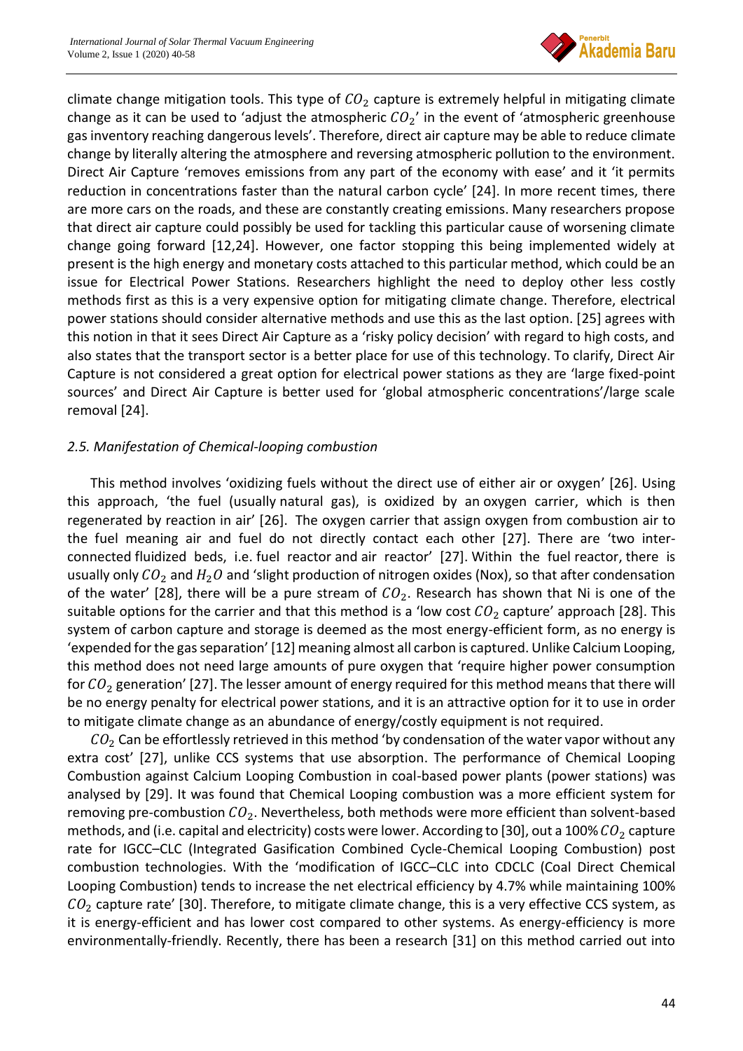climate change mitigation tools. This type of $CO_2$ capture is extremely helpful in mitigating climate change as it can be used to 'adjust the atmospheric $CO_2$' in the event of 'atmospheric greenhouse gas inventory reaching dangerous levels'. Therefore, direct air capture may be able to reduce climate change by literally altering the atmosphere and reversing atmospheric pollution to the environment. Direct Air Capture 'removes emissions from any part of the economy with ease' and it 'it permits reduction in concentrations faster than the natural carbon cycle' [24]. In more recent times, there are more cars on the roads, and these are constantly creating emissions. Many researchers propose that direct air capture could possibly be used for tackling this particular cause of worsening climate change going forward [12,24]. However, one factor stopping this being implemented widely at present is the high energy and monetary costs attached to this particular method, which could be an issue for Electrical Power Stations. Researchers highlight the need to deploy other less costly methods first as this is a very expensive option for mitigating climate change. Therefore, electrical power stations should consider alternative methods and use this as the last option. [25] agrees with this notion in that it sees Direct Air Capture as a 'risky policy decision' with regard to high costs, and also states that the transport sector is a better place for use of this technology. To clarify, Direct Air Capture is not considered a great option for electrical power stations as they are 'large fixed-point sources' and Direct Air Capture is better used for 'global atmospheric concentrations'/large scale removal [24].

### *2.5. Manifestation of Chemical-looping combustion*

This method involves 'oxidizing fuels without the direct use of either air or oxygen' [26]. Using this approach, 'the fuel (usually natural gas), is oxidized by an oxygen carrier, which is then regenerated by reaction in air' [26]. The oxygen carrier that assign oxygen from combustion air to the fuel meaning air and fuel do not directly contact each other [27]. There are 'two inter-connected fluidized beds, i.e. fuel reactor and air reactor' [27]. Within the fuel reactor, there is usually only $CO_2$ and $H_2O$ and 'slight production of nitrogen oxides (Nox), so that after condensation of the water' [28], there will be a pure stream of $CO_2$. Research has shown that Ni is one of the suitable options for the carrier and that this method is a 'low cost $CO_2$ capture' approach [28]. This system of carbon capture and storage is deemed as the most energy-efficient form, as no energy is 'expended for the gas separation' [12] meaning almost all carbon is captured. Unlike Calcium Looping, this method does not need large amounts of pure oxygen that 'require higher power consumption for $CO_2$ generation' [27]. The lesser amount of energy required for this method means that there will be no energy penalty for electrical power stations, and it is an attractive option for it to use in order to mitigate climate change as an abundance of energy/costly equipment is not required.

$CO_2$ Can be effortlessly retrieved in this method 'by condensation of the water vapor without any extra cost' [27], unlike CCS systems that use absorption. The performance of Chemical Looping Combustion against Calcium Looping Combustion in coal-based power plants (power stations) was analysed by [29]. It was found that Chemical Looping combustion was a more efficient system for removing pre-combustion $CO_2$. Nevertheless, both methods were more efficient than solvent-based methods, and (i.e. capital and electricity) costs were lower. According to [30], out a 100% $CO_2$ capture rate for IGCC–CLC (Integrated Gasification Combined Cycle-Chemical Looping Combustion) post combustion technologies. With the 'modification of IGCC–CLC into CDCLC (Coal Direct Chemical Looping Combustion) tends to increase the net electrical efficiency by 4.7% while maintaining 100% $CO_2$ capture rate' [30]. Therefore, to mitigate climate change, this is a very effective CCS system, as it is energy-efficient and has lower cost compared to other systems. As energy-efficiency is more environmentally-friendly. Recently, there has been a research [31] on this method carried out into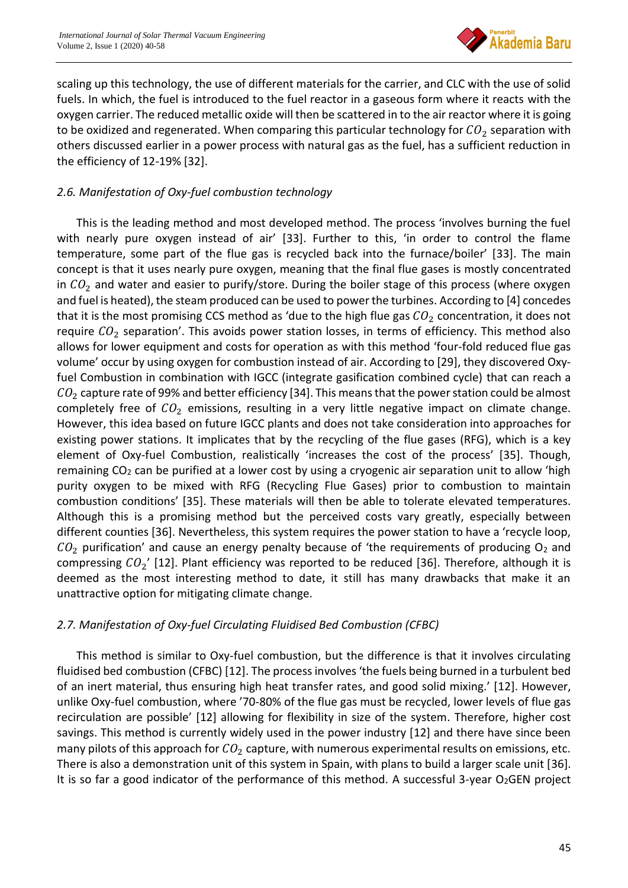scaling up this technology, the use of different materials for the carrier, and CLC with the use of solid fuels. In which, the fuel is introduced to the fuel reactor in a gaseous form where it reacts with the oxygen carrier. The reduced metallic oxide will then be scattered in to the air reactor where it is going to be oxidized and regenerated. When comparing this particular technology for $CO_2$ separation with others discussed earlier in a power process with natural gas as the fuel, has a sufficient reduction in the efficiency of 12-19% [32].

### *2.6. Manifestation of Oxy-fuel combustion technology*

This is the leading method and most developed method. The process 'involves burning the fuel with nearly pure oxygen instead of air' [33]. Further to this, 'in order to control the flame temperature, some part of the flue gas is recycled back into the furnace/boiler' [33]. The main concept is that it uses nearly pure oxygen, meaning that the final flue gases is mostly concentrated in $CO_2$ and water and easier to purify/store. During the boiler stage of this process (where oxygen and fuel is heated), the steam produced can be used to power the turbines. According to [4] concedes that it is the most promising CCS method as 'due to the high flue gas $CO_2$ concentration, it does not require $CO_2$ separation'. This avoids power station losses, in terms of efficiency. This method also allows for lower equipment and costs for operation as with this method 'four-fold reduced flue gas volume' occur by using oxygen for combustion instead of air. According to [29], they discovered Oxy-fuel Combustion in combination with IGCC (integrate gasification combined cycle) that can reach a $CO_2$ capture rate of 99% and better efficiency [34]. This means that the power station could be almost completely free of $CO_2$ emissions, resulting in a very little negative impact on climate change. However, this idea based on future IGCC plants and does not take consideration into approaches for existing power stations. It implicates that by the recycling of the flue gases (RFG), which is a key element of Oxy-fuel Combustion, realistically 'increases the cost of the process' [35]. Though, remaining $CO_2$ can be purified at a lower cost by using a cryogenic air separation unit to allow 'high purity oxygen to be mixed with RFG (Recycling Flue Gases) prior to combustion to maintain combustion conditions' [35]. These materials will then be able to tolerate elevated temperatures. Although this is a promising method but the perceived costs vary greatly, especially between different counties [36]. Nevertheless, this system requires the power station to have a 'recycle loop, $CO_2$ purification' and cause an energy penalty because of 'the requirements of producing $O_2$ and compressing $CO_2$' [12]. Plant efficiency was reported to be reduced [36]. Therefore, although it is deemed as the most interesting method to date, it still has many drawbacks that make it an unattractive option for mitigating climate change.

### *2.7. Manifestation of Oxy-fuel Circulating Fluidised Bed Combustion (CFBC)*

This method is similar to Oxy-fuel combustion, but the difference is that it involves circulating fluidised bed combustion (CFBC) [12]. The process involves 'the fuels being burned in a turbulent bed of an inert material, thus ensuring high heat transfer rates, and good solid mixing.' [12]. However, unlike Oxy-fuel combustion, where '70-80% of the flue gas must be recycled, lower levels of flue gas recirculation are possible' [12] allowing for flexibility in size of the system. Therefore, higher cost savings. This method is currently widely used in the power industry [12] and there have since been many pilots of this approach for $CO_2$ capture, with numerous experimental results on emissions, etc. There is also a demonstration unit of this system in Spain, with plans to build a larger scale unit [36]. It is so far a good indicator of the performance of this method. A successful 3-year $O_2$GEN project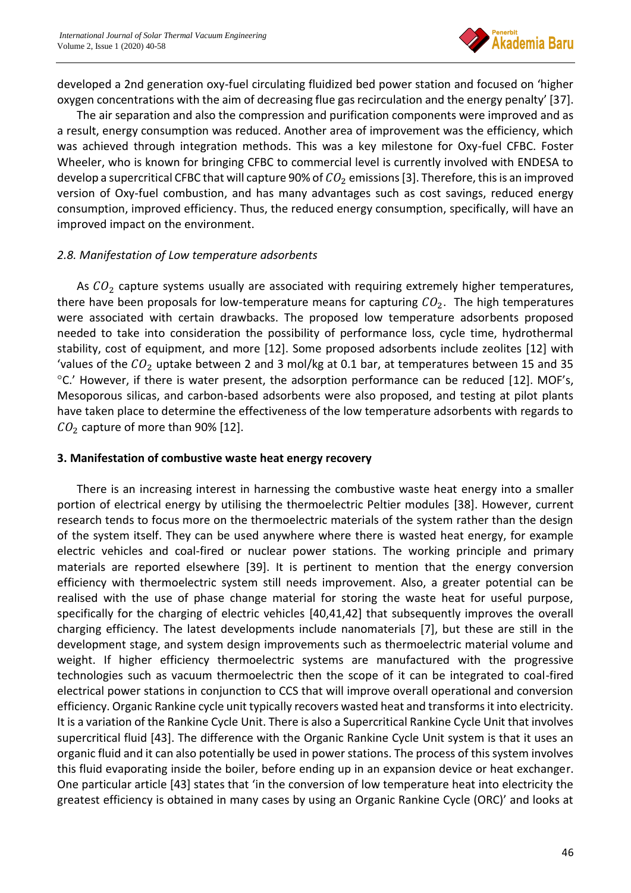developed a 2nd generation oxy-fuel circulating fluidized bed power station and focused on 'higher oxygen concentrations with the aim of decreasing flue gas recirculation and the energy penalty' [37].

The air separation and also the compression and purification components were improved and as a result, energy consumption was reduced. Another area of improvement was the efficiency, which was achieved through integration methods. This was a key milestone for Oxy-fuel CFBC. Foster Wheeler, who is known for bringing CFBC to commercial level is currently involved with ENDESA to develop a supercritical CFBC that will capture 90% of $CO_2$ emissions [3]. Therefore, this is an improved version of Oxy-fuel combustion, and has many advantages such as cost savings, reduced energy consumption, improved efficiency. Thus, the reduced energy consumption, specifically, will have an improved impact on the environment.

### *2.8. Manifestation of Low temperature adsorbents*

As $CO_2$ capture systems usually are associated with requiring extremely higher temperatures, there have been proposals for low-temperature means for capturing $CO_2$. The high temperatures were associated with certain drawbacks. The proposed low temperature adsorbents proposed needed to take into consideration the possibility of performance loss, cycle time, hydrothermal stability, cost of equipment, and more [12]. Some proposed adsorbents include zeolites [12] with 'values of the $CO_2$ uptake between 2 and 3 mol/kg at 0.1 bar, at temperatures between 15 and 35 °C.' However, if there is water present, the adsorption performance can be reduced [12]. MOF's, Mesoporous silicas, and carbon-based adsorbents were also proposed, and testing at pilot plants have taken place to determine the effectiveness of the low temperature adsorbents with regards to $CO_2$ capture of more than 90% [12].

## 3. Manifestation of combustive waste heat energy recovery

There is an increasing interest in harnessing the combustive waste heat energy into a smaller portion of electrical energy by utilising the thermoelectric Peltier modules [38]. However, current research tends to focus more on the thermoelectric materials of the system rather than the design of the system itself. They can be used anywhere where there is wasted heat energy, for example electric vehicles and coal-fired or nuclear power stations. The working principle and primary materials are reported elsewhere [39]. It is pertinent to mention that the energy conversion efficiency with thermoelectric system still needs improvement. Also, a greater potential can be realised with the use of phase change material for storing the waste heat for useful purpose, specifically for the charging of electric vehicles [40,41,42] that subsequently improves the overall charging efficiency. The latest developments include nanomaterials [7], but these are still in the development stage, and system design improvements such as thermoelectric material volume and weight. If higher efficiency thermoelectric systems are manufactured with the progressive technologies such as vacuum thermoelectric then the scope of it can be integrated to coal-fired electrical power stations in conjunction to CCS that will improve overall operational and conversion efficiency. Organic Rankine cycle unit typically recovers wasted heat and transforms it into electricity. It is a variation of the Rankine Cycle Unit. There is also a Supercritical Rankine Cycle Unit that involves supercritical fluid [43]. The difference with the Organic Rankine Cycle Unit system is that it uses an organic fluid and it can also potentially be used in power stations. The process of this system involves this fluid evaporating inside the boiler, before ending up in an expansion device or heat exchanger. One particular article [43] states that 'in the conversion of low temperature heat into electricity the greatest efficiency is obtained in many cases by using an Organic Rankine Cycle (ORC)' and looks at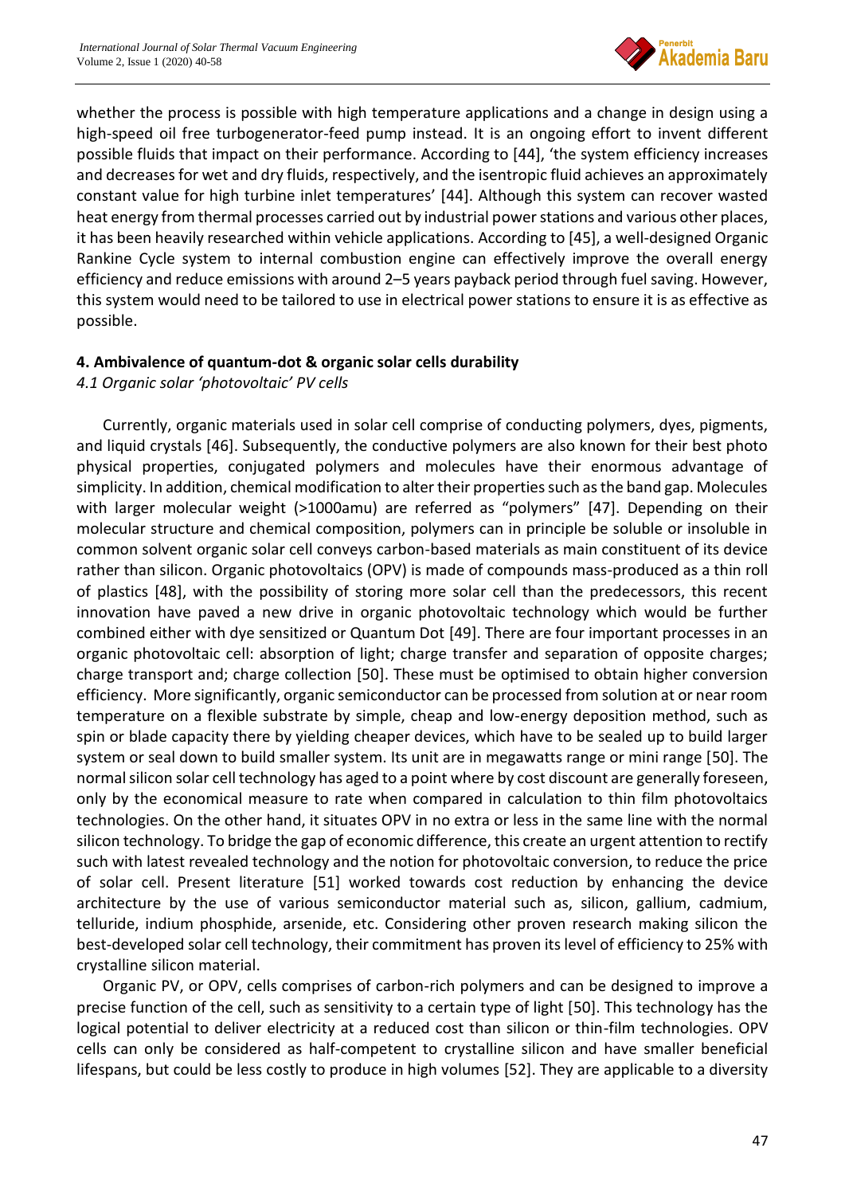whether the process is possible with high temperature applications and a change in design using a high-speed oil free turbogenerator-feed pump instead. It is an ongoing effort to invent different possible fluids that impact on their performance. According to [44], 'the system efficiency increases and decreases for wet and dry fluids, respectively, and the isentropic fluid achieves an approximately constant value for high turbine inlet temperatures' [44]. Although this system can recover wasted heat energy from thermal processes carried out by industrial power stations and various other places, it has been heavily researched within vehicle applications. According to [45], a well-designed Organic Rankine Cycle system to internal combustion engine can effectively improve the overall energy efficiency and reduce emissions with around 2–5 years payback period through fuel saving. However, this system would need to be tailored to use in electrical power stations to ensure it is as effective as possible.

## 4. Ambivalence of quantum-dot & organic solar cells durability

### *4.1 Organic solar 'photovoltaic' PV cells*

Currently, organic materials used in solar cell comprise of conducting polymers, dyes, pigments, and liquid crystals [46]. Subsequently, the conductive polymers are also known for their best photo physical properties, conjugated polymers and molecules have their enormous advantage of simplicity. In addition, chemical modification to alter their properties such as the band gap. Molecules with larger molecular weight (>1000amu) are referred as "polymers" [47]. Depending on their molecular structure and chemical composition, polymers can in principle be soluble or insoluble in common solvent organic solar cell conveys carbon-based materials as main constituent of its device rather than silicon. Organic photovoltaics (OPV) is made of compounds mass-produced as a thin roll of plastics [48], with the possibility of storing more solar cell than the predecessors, this recent innovation have paved a new drive in organic photovoltaic technology which would be further combined either with dye sensitized or Quantum Dot [49]. There are four important processes in an organic photovoltaic cell: absorption of light; charge transfer and separation of opposite charges; charge transport and; charge collection [50]. These must be optimised to obtain higher conversion efficiency. More significantly, organic semiconductor can be processed from solution at or near room temperature on a flexible substrate by simple, cheap and low-energy deposition method, such as spin or blade capacity there by yielding cheaper devices, which have to be sealed up to build larger system or seal down to build smaller system. Its unit are in megawatts range or mini range [50]. The normal silicon solar cell technology has aged to a point where by cost discount are generally foreseen, only by the economical measure to rate when compared in calculation to thin film photovoltaics technologies. On the other hand, it situates OPV in no extra or less in the same line with the normal silicon technology. To bridge the gap of economic difference, this create an urgent attention to rectify such with latest revealed technology and the notion for photovoltaic conversion, to reduce the price of solar cell. Present literature [51] worked towards cost reduction by enhancing the device architecture by the use of various semiconductor material such as, silicon, gallium, cadmium, telluride, indium phosphide, arsenide, etc. Considering other proven research making silicon the best-developed solar cell technology, their commitment has proven its level of efficiency to 25% with crystalline silicon material.

Organic PV, or OPV, cells comprises of carbon-rich polymers and can be designed to improve a precise function of the cell, such as sensitivity to a certain type of light [50]. This technology has the logical potential to deliver electricity at a reduced cost than silicon or thin-film technologies. OPV cells can only be considered as half-competent to crystalline silicon and have smaller beneficial lifespans, but could be less costly to produce in high volumes [52]. They are applicable to a diversity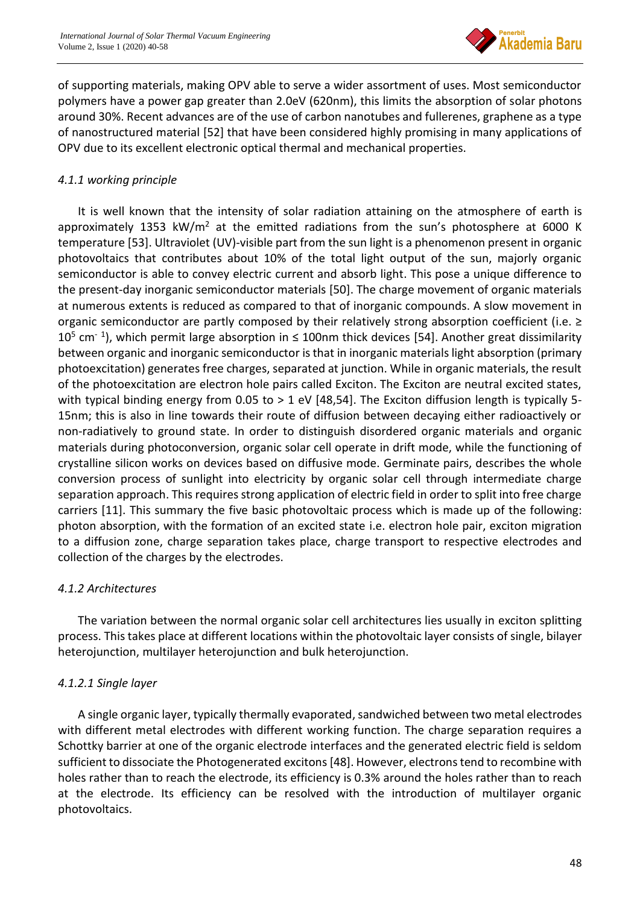of supporting materials, making OPV able to serve a wider assortment of uses. Most semiconductor polymers have a power gap greater than 2.0eV (620nm), this limits the absorption of solar photons around 30%. Recent advances are of the use of carbon nanotubes and fullerenes, graphene as a type of nanostructured material [52] that have been considered highly promising in many applications of OPV due to its excellent electronic optical thermal and mechanical properties.

#### *4.1.1 working principle*

It is well known that the intensity of solar radiation attaining on the atmosphere of earth is approximately 1353 kW/m$^2$ at the emitted radiations from the sun's photosphere at 6000 K temperature [53]. Ultraviolet (UV)-visible part from the sun light is a phenomenon present in organic photovoltaics that contributes about 10% of the total light output of the sun, majorly organic semiconductor is able to convey electric current and absorb light. This pose a unique difference to the present-day inorganic semiconductor materials [50]. The charge movement of organic materials at numerous extents is reduced as compared to that of inorganic compounds. A slow movement in organic semiconductor are partly composed by their relatively strong absorption coefficient (i.e. ≥ $10^5$ cm$^{-1}$), which permit large absorption in ≤ 100nm thick devices [54]. Another great dissimilarity between organic and inorganic semiconductor is that in inorganic materials light absorption (primary photoexcitation) generates free charges, separated at junction. While in organic materials, the result of the photoexcitation are electron hole pairs called Exciton. The Exciton are neutral excited states, with typical binding energy from 0.05 to > 1 eV [48,54]. The Exciton diffusion length is typically 5-15nm; this is also in line towards their route of diffusion between decaying either radioactively or non-radiatively to ground state. In order to distinguish disordered organic materials and organic materials during photoconversion, organic solar cell operate in drift mode, while the functioning of crystalline silicon works on devices based on diffusive mode. Germinate pairs, describes the whole conversion process of sunlight into electricity by organic solar cell through intermediate charge separation approach. This requires strong application of electric field in order to split into free charge carriers [11]. This summary the five basic photovoltaic process which is made up of the following: photon absorption, with the formation of an excited state i.e. electron hole pair, exciton migration to a diffusion zone, charge separation takes place, charge transport to respective electrodes and collection of the charges by the electrodes.

#### *4.1.2 Architectures*

The variation between the normal organic solar cell architectures lies usually in exciton splitting process. This takes place at different locations within the photovoltaic layer consists of single, bilayer heterojunction, multilayer heterojunction and bulk heterojunction.

##### *4.1.2.1 Single layer*

A single organic layer, typically thermally evaporated, sandwiched between two metal electrodes with different metal electrodes with different working function. The charge separation requires a Schottky barrier at one of the organic electrode interfaces and the generated electric field is seldom sufficient to dissociate the Photogenerated excitons [48]. However, electrons tend to recombine with holes rather than to reach the electrode, its efficiency is 0.3% around the holes rather than to reach at the electrode. Its efficiency can be resolved with the introduction of multilayer organic photovoltaics.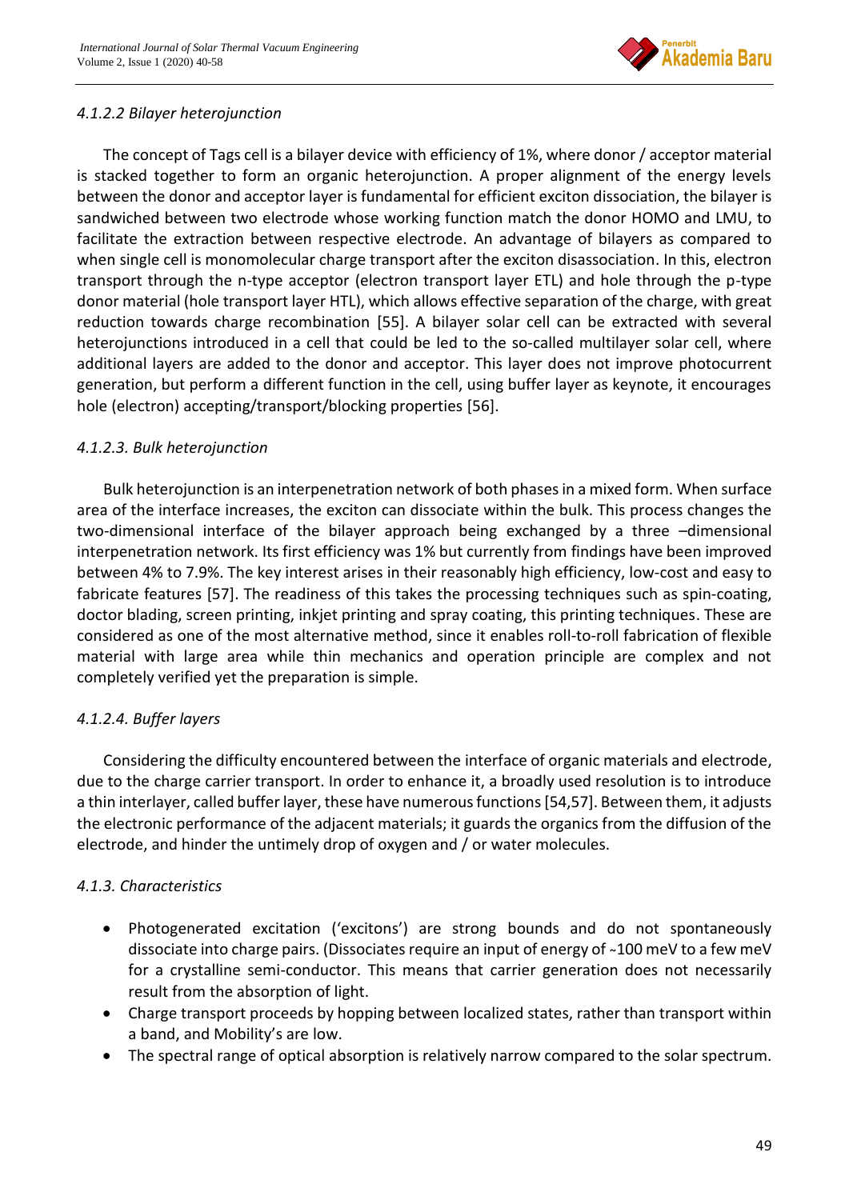#### *4.1.2.2 Bilayer heterojunction*

The concept of Tags cell is a bilayer device with efficiency of 1%, where donor / acceptor material is stacked together to form an organic heterojunction. A proper alignment of the energy levels between the donor and acceptor layer is fundamental for efficient exciton dissociation, the bilayer is sandwiched between two electrode whose working function match the donor HOMO and LMU, to facilitate the extraction between respective electrode. An advantage of bilayers as compared to when single cell is monomolecular charge transport after the exciton disassociation. In this, electron transport through the n-type acceptor (electron transport layer ETL) and hole through the p-type donor material (hole transport layer HTL), which allows effective separation of the charge, with great reduction towards charge recombination [55]. A bilayer solar cell can be extracted with several heterojunctions introduced in a cell that could be led to the so-called multilayer solar cell, where additional layers are added to the donor and acceptor. This layer does not improve photocurrent generation, but perform a different function in the cell, using buffer layer as keynote, it encourages hole (electron) accepting/transport/blocking properties [56].

#### *4.1.2.3. Bulk heterojunction*

Bulk heterojunction is an interpenetration network of both phases in a mixed form. When surface area of the interface increases, the exciton can dissociate within the bulk. This process changes the two-dimensional interface of the bilayer approach being exchanged by a three –dimensional interpenetration network. Its first efficiency was 1% but currently from findings have been improved between 4% to 7.9%. The key interest arises in their reasonably high efficiency, low-cost and easy to fabricate features [57]. The readiness of this takes the processing techniques such as spin-coating, doctor blading, screen printing, inkjet printing and spray coating, this printing techniques. These are considered as one of the most alternative method, since it enables roll-to-roll fabrication of flexible material with large area while thin mechanics and operation principle are complex and not completely verified yet the preparation is simple.

#### *4.1.2.4. Buffer layers*

Considering the difficulty encountered between the interface of organic materials and electrode, due to the charge carrier transport. In order to enhance it, a broadly used resolution is to introduce a thin interlayer, called buffer layer, these have numerous functions [54,57]. Between them, it adjusts the electronic performance of the adjacent materials; it guards the organics from the diffusion of the electrode, and hinder the untimely drop of oxygen and / or water molecules.

#### *4.1.3. Characteristics*

- Photogenerated excitation ('excitons') are strong bounds and do not spontaneously dissociate into charge pairs. (Dissociates require an input of energy of ~100 meV to a few meV for a crystalline semi-conductor. This means that carrier generation does not necessarily result from the absorption of light.
- Charge transport proceeds by hopping between localized states, rather than transport within a band, and Mobility's are low.
- The spectral range of optical absorption is relatively narrow compared to the solar spectrum.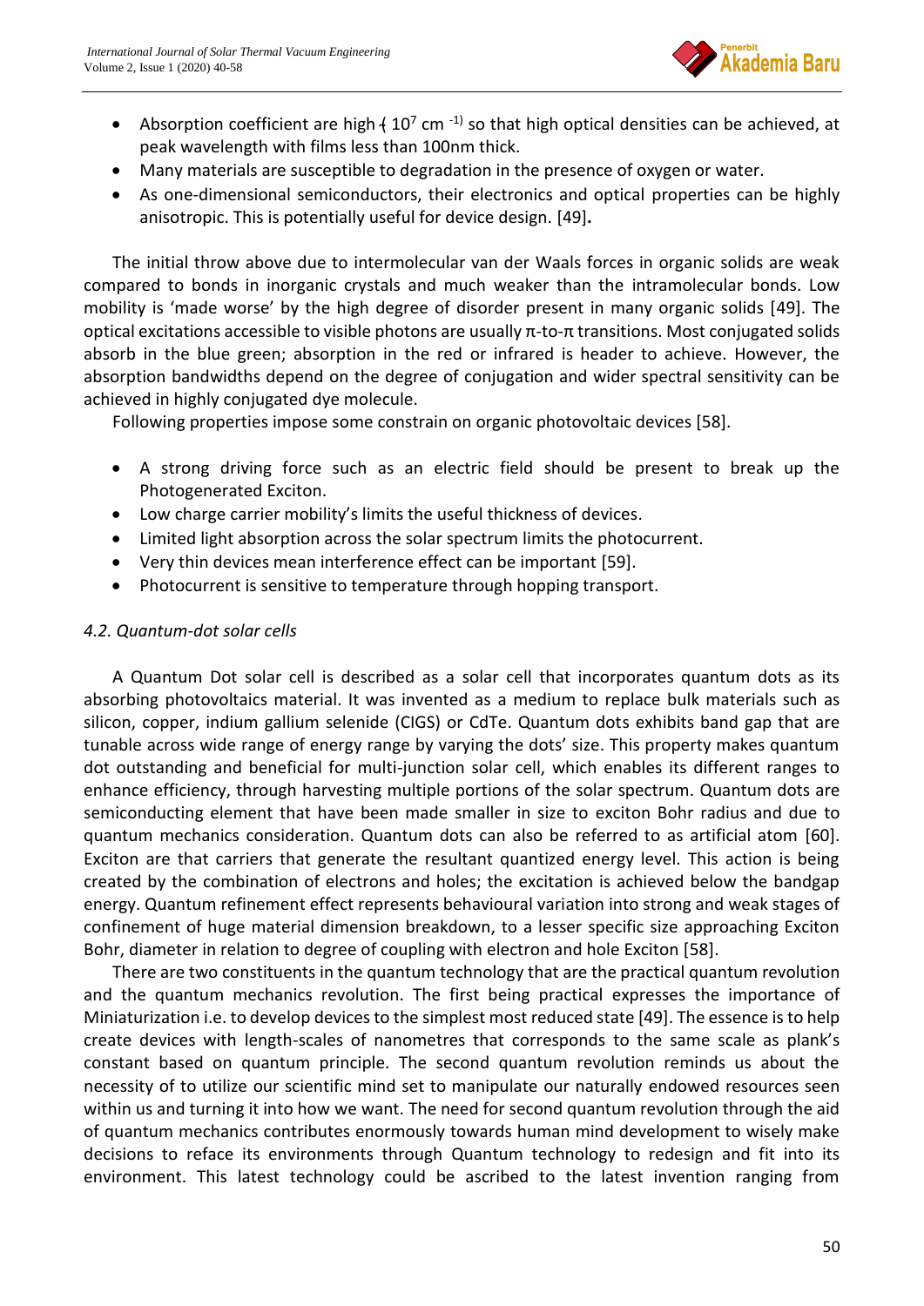- Absorption coefficient are high ( $10^7$ cm $^{-1}$) so that high optical densities can be achieved, at peak wavelength with films less than 100nm thick.
- Many materials are susceptible to degradation in the presence of oxygen or water.
- As one-dimensional semiconductors, their electronics and optical properties can be highly anisotropic. This is potentially useful for device design. [49].

The initial throw above due to intermolecular van der Waals forces in organic solids are weak compared to bonds in inorganic crystals and much weaker than the intramolecular bonds. Low mobility is 'made worse' by the high degree of disorder present in many organic solids [49]. The optical excitations accessible to visible photons are usually π-to-π transitions. Most conjugated solids absorb in the blue green; absorption in the red or infrared is header to achieve. However, the absorption bandwidths depend on the degree of conjugation and wider spectral sensitivity can be achieved in highly conjugated dye molecule.

Following properties impose some constrain on organic photovoltaic devices [58].

- A strong driving force such as an electric field should be present to break up the Photogenerated Exciton.
- Low charge carrier mobility's limits the useful thickness of devices.
- Limited light absorption across the solar spectrum limits the photocurrent.
- Very thin devices mean interference effect can be important [59].
- Photocurrent is sensitive to temperature through hopping transport.

### *4.2. Quantum-dot solar cells*

A Quantum Dot solar cell is described as a solar cell that incorporates quantum dots as its absorbing photovoltaics material. It was invented as a medium to replace bulk materials such as silicon, copper, indium gallium selenide (CIGS) or CdTe. Quantum dots exhibits band gap that are tunable across wide range of energy range by varying the dots' size. This property makes quantum dot outstanding and beneficial for multi-junction solar cell, which enables its different ranges to enhance efficiency, through harvesting multiple portions of the solar spectrum. Quantum dots are semiconducting element that have been made smaller in size to exciton Bohr radius and due to quantum mechanics consideration. Quantum dots can also be referred to as artificial atom [60]. Exciton are that carriers that generate the resultant quantized energy level. This action is being created by the combination of electrons and holes; the excitation is achieved below the bandgap energy. Quantum refinement effect represents behavioural variation into strong and weak stages of confinement of huge material dimension breakdown, to a lesser specific size approaching Exciton Bohr, diameter in relation to degree of coupling with electron and hole Exciton [58].

There are two constituents in the quantum technology that are the practical quantum revolution and the quantum mechanics revolution. The first being practical expresses the importance of Miniaturization i.e. to develop devices to the simplest most reduced state [49]. The essence is to help create devices with length-scales of nanometres that corresponds to the same scale as plank's constant based on quantum principle. The second quantum revolution reminds us about the necessity of to utilize our scientific mind set to manipulate our naturally endowed resources seen within us and turning it into how we want. The need for second quantum revolution through the aid of quantum mechanics contributes enormously towards human mind development to wisely make decisions to reface its environments through Quantum technology to redesign and fit into its environment. This latest technology could be ascribed to the latest invention ranging from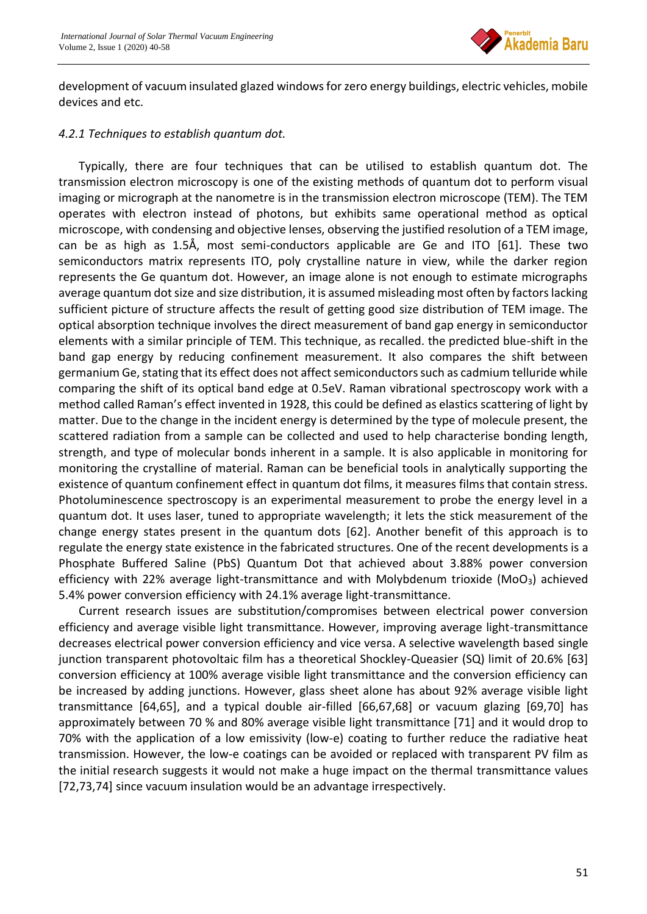development of vacuum insulated glazed windows for zero energy buildings, electric vehicles, mobile devices and etc.

*4.2.1 Techniques to establish quantum dot.*

Typically, there are four techniques that can be utilised to establish quantum dot. The transmission electron microscopy is one of the existing methods of quantum dot to perform visual imaging or micrograph at the nanometre is in the transmission electron microscope (TEM). The TEM operates with electron instead of photons, but exhibits same operational method as optical microscope, with condensing and objective lenses, observing the justified resolution of a TEM image, can be as high as 1.5Å, most semi-conductors applicable are Ge and ITO [61]. These two semiconductors matrix represents ITO, poly crystalline nature in view, while the darker region represents the Ge quantum dot. However, an image alone is not enough to estimate micrographs average quantum dot size and size distribution, it is assumed misleading most often by factors lacking sufficient picture of structure affects the result of getting good size distribution of TEM image. The optical absorption technique involves the direct measurement of band gap energy in semiconductor elements with a similar principle of TEM. This technique, as recalled. the predicted blue-shift in the band gap energy by reducing confinement measurement. It also compares the shift between germanium Ge, stating that its effect does not affect semiconductors such as cadmium telluride while comparing the shift of its optical band edge at 0.5eV. Raman vibrational spectroscopy work with a method called Raman's effect invented in 1928, this could be defined as elastics scattering of light by matter. Due to the change in the incident energy is determined by the type of molecule present, the scattered radiation from a sample can be collected and used to help characterise bonding length, strength, and type of molecular bonds inherent in a sample. It is also applicable in monitoring for monitoring the crystalline of material. Raman can be beneficial tools in analytically supporting the existence of quantum confinement effect in quantum dot films, it measures films that contain stress. Photoluminescence spectroscopy is an experimental measurement to probe the energy level in a quantum dot. It uses laser, tuned to appropriate wavelength; it lets the stick measurement of the change energy states present in the quantum dots [62]. Another benefit of this approach is to regulate the energy state existence in the fabricated structures. One of the recent developments is a Phosphate Buffered Saline (PbS) Quantum Dot that achieved about 3.88% power conversion efficiency with 22% average light-transmittance and with Molybdenum trioxide ($MoO_3$) achieved 5.4% power conversion efficiency with 24.1% average light-transmittance.

Current research issues are substitution/compromises between electrical power conversion efficiency and average visible light transmittance. However, improving average light-transmittance decreases electrical power conversion efficiency and vice versa. A selective wavelength based single junction transparent photovoltaic film has a theoretical Shockley-Queasier (SQ) limit of 20.6% [63] conversion efficiency at 100% average visible light transmittance and the conversion efficiency can be increased by adding junctions. However, glass sheet alone has about 92% average visible light transmittance [64,65], and a typical double air-filled [66,67,68] or vacuum glazing [69,70] has approximately between 70 % and 80% average visible light transmittance [71] and it would drop to 70% with the application of a low emissivity (low-e) coating to further reduce the radiative heat transmission. However, the low-e coatings can be avoided or replaced with transparent PV film as the initial research suggests it would not make a huge impact on the thermal transmittance values [72,73,74] since vacuum insulation would be an advantage irrespectively.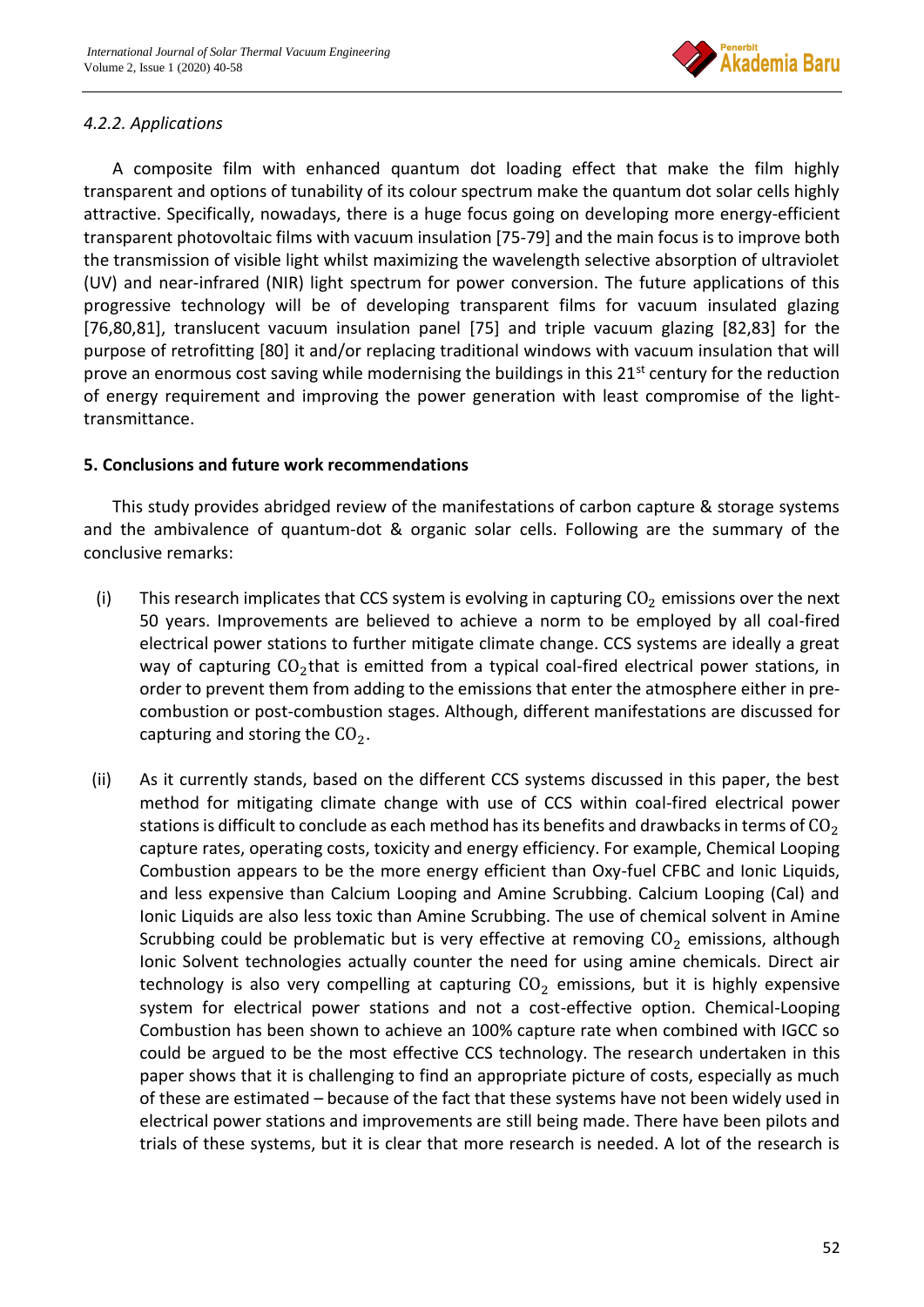#### *4.2.2. Applications*

A composite film with enhanced quantum dot loading effect that make the film highly transparent and options of tunability of its colour spectrum make the quantum dot solar cells highly attractive. Specifically, nowadays, there is a huge focus going on developing more energy-efficient transparent photovoltaic films with vacuum insulation [75-79] and the main focus is to improve both the transmission of visible light whilst maximizing the wavelength selective absorption of ultraviolet (UV) and near-infrared (NIR) light spectrum for power conversion. The future applications of this progressive technology will be of developing transparent films for vacuum insulated glazing [76,80,81], translucent vacuum insulation panel [75] and triple vacuum glazing [82,83] for the purpose of retrofitting [80] it and/or replacing traditional windows with vacuum insulation that will prove an enormous cost saving while modernising the buildings in this 21st century for the reduction of energy requirement and improving the power generation with least compromise of the light-transmittance.

### 5. Conclusions and future work recommendations

This study provides abridged review of the manifestations of carbon capture & storage systems and the ambivalence of quantum-dot & organic solar cells. Following are the summary of the conclusive remarks:

(i) This research implicates that CCS system is evolving in capturing $CO_2$ emissions over the next 50 years. Improvements are believed to achieve a norm to be employed by all coal-fired electrical power stations to further mitigate climate change. CCS systems are ideally a great way of capturing $CO_2$ that is emitted from a typical coal-fired electrical power stations, in order to prevent them from adding to the emissions that enter the atmosphere either in pre-combustion or post-combustion stages. Although, different manifestations are discussed for capturing and storing the $CO_2$.

(ii) As it currently stands, based on the different CCS systems discussed in this paper, the best method for mitigating climate change with use of CCS within coal-fired electrical power stations is difficult to conclude as each method has its benefits and drawbacks in terms of $CO_2$ capture rates, operating costs, toxicity and energy efficiency. For example, Chemical Looping Combustion appears to be the more energy efficient than Oxy-fuel CFBC and Ionic Liquids, and less expensive than Calcium Looping and Amine Scrubbing. Calcium Looping (Cal) and Ionic Liquids are also less toxic than Amine Scrubbing. The use of chemical solvent in Amine Scrubbing could be problematic but is very effective at removing $CO_2$ emissions, although Ionic Solvent technologies actually counter the need for using amine chemicals. Direct air technology is also very compelling at capturing $CO_2$ emissions, but it is highly expensive system for electrical power stations and not a cost-effective option. Chemical-Looping Combustion has been shown to achieve an 100% capture rate when combined with IGCC so could be argued to be the most effective CCS technology. The research undertaken in this paper shows that it is challenging to find an appropriate picture of costs, especially as much of these are estimated – because of the fact that these systems have not been widely used in electrical power stations and improvements are still being made. There have been pilots and trials of these systems, but it is clear that more research is needed. A lot of the research is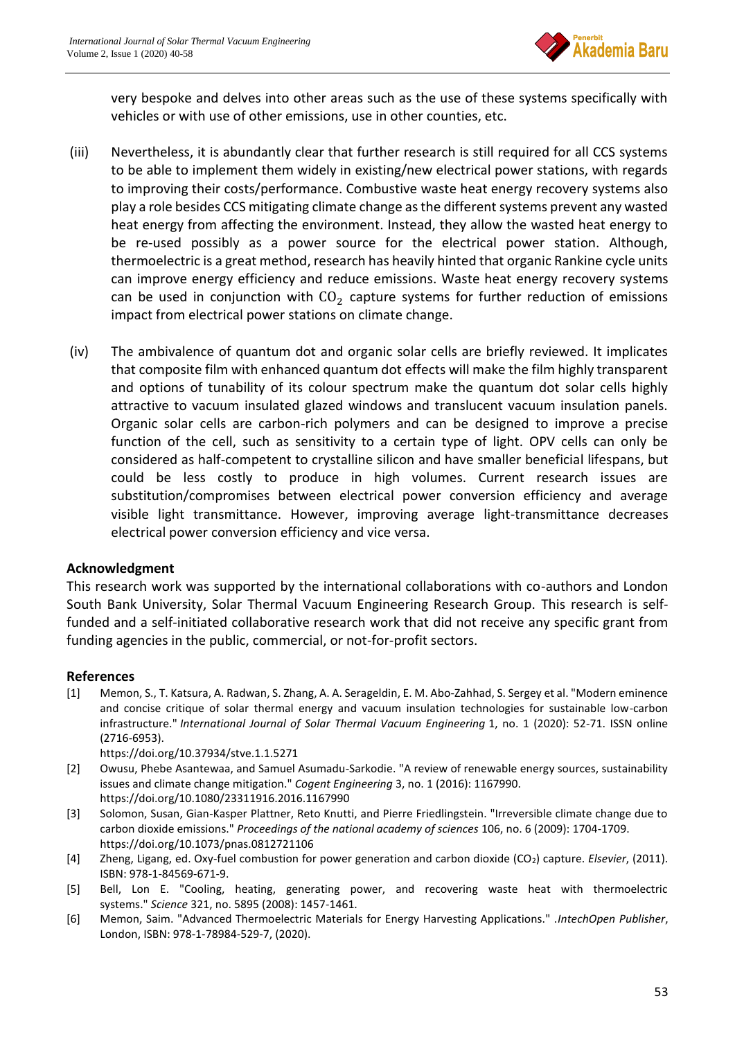very bespoke and delves into other areas such as the use of these systems specifically with vehicles or with use of other emissions, use in other counties, etc.

(iii) Nevertheless, it is abundantly clear that further research is still required for all CCS systems to be able to implement them widely in existing/new electrical power stations, with regards to improving their costs/performance. Combustive waste heat energy recovery systems also play a role besides CCS mitigating climate change as the different systems prevent any wasted heat energy from affecting the environment. Instead, they allow the wasted heat energy to be re-used possibly as a power source for the electrical power station. Although, thermoelectric is a great method, research has heavily hinted that organic Rankine cycle units can improve energy efficiency and reduce emissions. Waste heat energy recovery systems can be used in conjunction with $CO_2$ capture systems for further reduction of emissions impact from electrical power stations on climate change.

(iv) The ambivalence of quantum dot and organic solar cells are briefly reviewed. It implicates that composite film with enhanced quantum dot effects will make the film highly transparent and options of tunability of its colour spectrum make the quantum dot solar cells highly attractive to vacuum insulated glazed windows and translucent vacuum insulation panels. Organic solar cells are carbon-rich polymers and can be designed to improve a precise function of the cell, such as sensitivity to a certain type of light. OPV cells can only be considered as half-competent to crystalline silicon and have smaller beneficial lifespans, but could be less costly to produce in high volumes. Current research issues are substitution/compromises between electrical power conversion efficiency and average visible light transmittance. However, improving average light-transmittance decreases electrical power conversion efficiency and vice versa.

## Acknowledgment

This research work was supported by the international collaborations with co-authors and London South Bank University, Solar Thermal Vacuum Engineering Research Group. This research is self-funded and a self-initiated collaborative research work that did not receive any specific grant from funding agencies in the public, commercial, or not-for-profit sectors.

## References

[1] Memon, S., T. Katsura, A. Radwan, S. Zhang, A. A. Serageldin, E. M. Abo-Zahhad, S. Sergey et al. "Modern eminence and concise critique of solar thermal energy and vacuum insulation technologies for sustainable low-carbon infrastructure." *International Journal of Solar Thermal Vacuum Engineering* 1, no. 1 (2020): 52-71. ISSN online (2716-6953). https://doi.org/10.37934/stve.1.1.5271

[2] Owusu, Phebe Asantewaa, and Samuel Asumadu-Sarkodie. "A review of renewable energy sources, sustainability issues and climate change mitigation." *Cogent Engineering* 3, no. 1 (2016): 1167990. https://doi.org/10.1080/23311916.2016.1167990

[3] Solomon, Susan, Gian-Kasper Plattner, Reto Knutti, and Pierre Friedlingstein. "Irreversible climate change due to carbon dioxide emissions." *Proceedings of the national academy of sciences* 106, no. 6 (2009): 1704-1709. https://doi.org/10.1073/pnas.0812721106

[4] Zheng, Ligang, ed. Oxy-fuel combustion for power generation and carbon dioxide ($CO_2$) capture. *Elsevier*, (2011). ISBN: 978-1-84569-671-9.

[5] Bell, Lon E. "Cooling, heating, generating power, and recovering waste heat with thermoelectric systems." *Science* 321, no. 5895 (2008): 1457-1461.

[6] Memon, Saim. "Advanced Thermoelectric Materials for Energy Harvesting Applications." .*IntechOpen Publisher*, London, ISBN: 978-1-78984-529-7, (2020).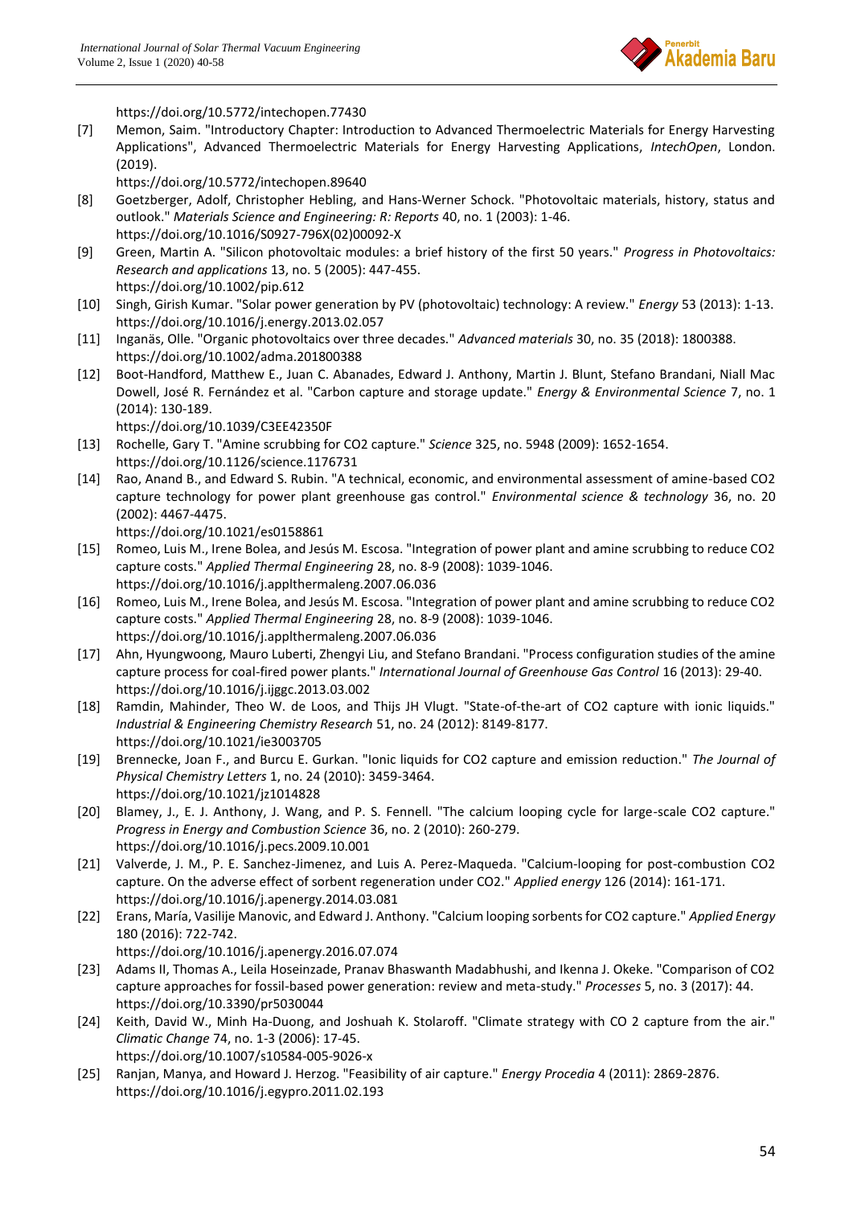https://doi.org/10.5772/intechopen.77430

[7] Memon, Saim. "Introductory Chapter: Introduction to Advanced Thermoelectric Materials for Energy Harvesting Applications", Advanced Thermoelectric Materials for Energy Harvesting Applications, *IntechOpen*, London. (2019).
https://doi.org/10.5772/intechopen.89640

[8] Goetzberger, Adolf, Christopher Hebling, and Hans-Werner Schock. "Photovoltaic materials, history, status and outlook." *Materials Science and Engineering: R: Reports* 40, no. 1 (2003): 1-46.
https://doi.org/10.1016/S0927-796X(02)00092-X

[9] Green, Martin A. "Silicon photovoltaic modules: a brief history of the first 50 years." *Progress in Photovoltaics: Research and applications* 13, no. 5 (2005): 447-455.
https://doi.org/10.1002/pip.612

[10] Singh, Girish Kumar. "Solar power generation by PV (photovoltaic) technology: A review." *Energy* 53 (2013): 1-13.
https://doi.org/10.1016/j.energy.2013.02.057

[11] Inganäs, Olle. "Organic photovoltaics over three decades." *Advanced materials* 30, no. 35 (2018): 1800388.
https://doi.org/10.1002/adma.201800388

[12] Boot-Handford, Matthew E., Juan C. Abanades, Edward J. Anthony, Martin J. Blunt, Stefano Brandani, Niall Mac Dowell, José R. Fernández et al. "Carbon capture and storage update." *Energy & Environmental Science* 7, no. 1 (2014): 130-189.
https://doi.org/10.1039/C3EE42350F

[13] Rochelle, Gary T. "Amine scrubbing for CO2 capture." *Science* 325, no. 5948 (2009): 1652-1654.
https://doi.org/10.1126/science.1176731

[14] Rao, Anand B., and Edward S. Rubin. "A technical, economic, and environmental assessment of amine-based CO2 capture technology for power plant greenhouse gas control." *Environmental science & technology* 36, no. 20 (2002): 4467-4475.
https://doi.org/10.1021/es0158861

[15] Romeo, Luis M., Irene Bolea, and Jesús M. Escosa. "Integration of power plant and amine scrubbing to reduce CO2 capture costs." *Applied Thermal Engineering* 28, no. 8-9 (2008): 1039-1046.
https://doi.org/10.1016/j.applthermaleng.2007.06.036

[16] Romeo, Luis M., Irene Bolea, and Jesús M. Escosa. "Integration of power plant and amine scrubbing to reduce CO2 capture costs." *Applied Thermal Engineering* 28, no. 8-9 (2008): 1039-1046.
https://doi.org/10.1016/j.applthermaleng.2007.06.036

[17] Ahn, Hyungwoong, Mauro Luberti, Zhengyi Liu, and Stefano Brandani. "Process configuration studies of the amine capture process for coal-fired power plants." *International Journal of Greenhouse Gas Control* 16 (2013): 29-40.
https://doi.org/10.1016/j.ijggc.2013.03.002

[18] Ramdin, Mahinder, Theo W. de Loos, and Thijs JH Vlugt. "State-of-the-art of CO2 capture with ionic liquids." *Industrial & Engineering Chemistry Research* 51, no. 24 (2012): 8149-8177.
https://doi.org/10.1021/ie3003705

[19] Brennecke, Joan F., and Burcu E. Gurkan. "Ionic liquids for CO2 capture and emission reduction." *The Journal of Physical Chemistry Letters* 1, no. 24 (2010): 3459-3464.
https://doi.org/10.1021/jz1014828

[20] Blamey, J., E. J. Anthony, J. Wang, and P. S. Fennell. "The calcium looping cycle for large-scale CO2 capture." *Progress in Energy and Combustion Science* 36, no. 2 (2010): 260-279.
https://doi.org/10.1016/j.pecs.2009.10.001

[21] Valverde, J. M., P. E. Sanchez-Jimenez, and Luis A. Perez-Maqueda. "Calcium-looping for post-combustion CO2 capture. On the adverse effect of sorbent regeneration under CO2." *Applied energy* 126 (2014): 161-171.
https://doi.org/10.1016/j.apenergy.2014.03.081

[22] Erans, María, Vasilije Manovic, and Edward J. Anthony. "Calcium looping sorbents for CO2 capture." *Applied Energy* 180 (2016): 722-742.
https://doi.org/10.1016/j.apenergy.2016.07.074

[23] Adams II, Thomas A., Leila Hoseinzade, Pranav Bhaswanth Madabhushi, and Ikenna J. Okeke. "Comparison of CO2 capture approaches for fossil-based power generation: review and meta-study." *Processes* 5, no. 3 (2017): 44.
https://doi.org/10.3390/pr5030044

[24] Keith, David W., Minh Ha-Duong, and Joshuah K. Stolaroff. "Climate strategy with CO 2 capture from the air." *Climatic Change* 74, no. 1-3 (2006): 17-45.
https://doi.org/10.1007/s10584-005-9026-x

[25] Ranjan, Manya, and Howard J. Herzog. "Feasibility of air capture." *Energy Procedia* 4 (2011): 2869-2876.
https://doi.org/10.1016/j.egypro.2011.02.193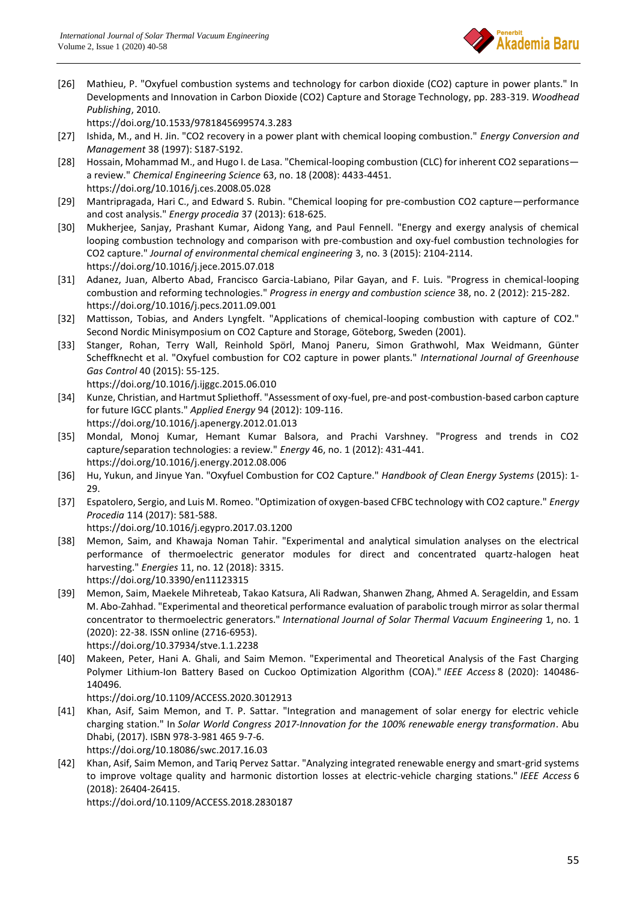[26] Mathieu, P. "Oxyfuel combustion systems and technology for carbon dioxide (CO2) capture in power plants." In Developments and Innovation in Carbon Dioxide (CO2) Capture and Storage Technology, pp. 283-319. *Woodhead Publishing*, 2010.
https://doi.org/10.1533/9781845699574.3.283

[27] Ishida, M., and H. Jin. "CO2 recovery in a power plant with chemical looping combustion." *Energy Conversion and Management* 38 (1997): S187-S192.

[28] Hossain, Mohammad M., and Hugo I. de Lasa. "Chemical-looping combustion (CLC) for inherent CO2 separations—a review." *Chemical Engineering Science* 63, no. 18 (2008): 4433-4451.
https://doi.org/10.1016/j.ces.2008.05.028

[29] Mantripragada, Hari C., and Edward S. Rubin. "Chemical looping for pre-combustion CO2 capture—performance and cost analysis." *Energy procedia* 37 (2013): 618-625.

[30] Mukherjee, Sanjay, Prashant Kumar, Aidong Yang, and Paul Fennell. "Energy and exergy analysis of chemical looping combustion technology and comparison with pre-combustion and oxy-fuel combustion technologies for CO2 capture." *Journal of environmental chemical engineering* 3, no. 3 (2015): 2104-2114.
https://doi.org/10.1016/j.jece.2015.07.018

[31] Adanez, Juan, Alberto Abad, Francisco Garcia-Labiano, Pilar Gayan, and F. Luis. "Progress in chemical-looping combustion and reforming technologies." *Progress in energy and combustion science* 38, no. 2 (2012): 215-282.
https://doi.org/10.1016/j.pecs.2011.09.001

[32] Mattisson, Tobias, and Anders Lyngfelt. "Applications of chemical-looping combustion with capture of CO2." Second Nordic Minisymposium on CO2 Capture and Storage, Göteborg, Sweden (2001).

[33] Stanger, Rohan, Terry Wall, Reinhold Spörl, Manoj Paneru, Simon Grathwohl, Max Weidmann, Günter Scheffknecht et al. "Oxyfuel combustion for CO2 capture in power plants." *International Journal of Greenhouse Gas Control* 40 (2015): 55-125.
https://doi.org/10.1016/j.ijggc.2015.06.010

[34] Kunze, Christian, and Hartmut Spliethoff. "Assessment of oxy-fuel, pre-and post-combustion-based carbon capture for future IGCC plants." *Applied Energy* 94 (2012): 109-116.
https://doi.org/10.1016/j.apenergy.2012.01.013

[35] Mondal, Monoj Kumar, Hemant Kumar Balsora, and Prachi Varshney. "Progress and trends in CO2 capture/separation technologies: a review." *Energy* 46, no. 1 (2012): 431-441.
https://doi.org/10.1016/j.energy.2012.08.006

[36] Hu, Yukun, and Jinyue Yan. "Oxyfuel Combustion for CO2 Capture." *Handbook of Clean Energy Systems* (2015): 1-29.

[37] Espatolero, Sergio, and Luis M. Romeo. "Optimization of oxygen-based CFBC technology with CO2 capture." *Energy Procedia* 114 (2017): 581-588.
https://doi.org/10.1016/j.egypro.2017.03.1200

[38] Memon, Saim, and Khawaja Noman Tahir. "Experimental and analytical simulation analyses on the electrical performance of thermoelectric generator modules for direct and concentrated quartz-halogen heat harvesting." *Energies* 11, no. 12 (2018): 3315.
https://doi.org/10.3390/en11123315

[39] Memon, Saim, Maekele Mihreteab, Takao Katsura, Ali Radwan, Shanwen Zhang, Ahmed A. Serageldin, and Essam M. Abo-Zahhad. "Experimental and theoretical performance evaluation of parabolic trough mirror as solar thermal concentrator to thermoelectric generators." *International Journal of Solar Thermal Vacuum Engineering* 1, no. 1 (2020): 22-38. ISSN online (2716-6953).
https://doi.org/10.37934/stve.1.1.2238

[40] Makeen, Peter, Hani A. Ghali, and Saim Memon. "Experimental and Theoretical Analysis of the Fast Charging Polymer Lithium-Ion Battery Based on Cuckoo Optimization Algorithm (COA)." *IEEE Access* 8 (2020): 140486-140496.
https://doi.org/10.1109/ACCESS.2020.3012913

[41] Khan, Asif, Saim Memon, and T. P. Sattar. "Integration and management of solar energy for electric vehicle charging station." In *Solar World Congress 2017-Innovation for the 100% renewable energy transformation*. Abu Dhabi, (2017). ISBN 978-3-981 465 9-7-6.
https://doi.org/10.18086/swc.2017.16.03

[42] Khan, Asif, Saim Memon, and Tariq Pervez Sattar. "Analyzing integrated renewable energy and smart-grid systems to improve voltage quality and harmonic distortion losses at electric-vehicle charging stations." *IEEE Access* 6 (2018): 26404-26415.
https://doi.ord/10.1109/ACCESS.2018.2830187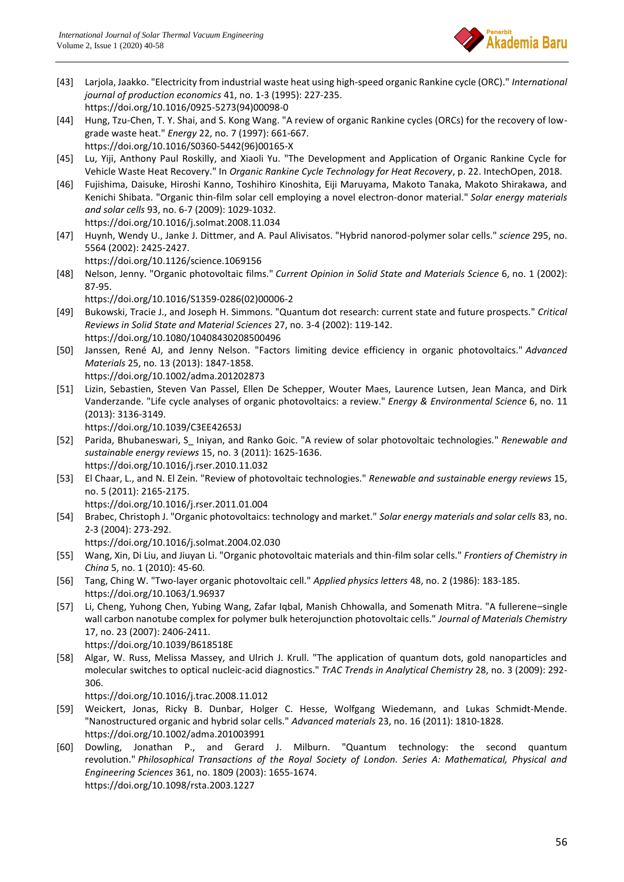[43] Larjola, Jaakko. "Electricity from industrial waste heat using high-speed organic Rankine cycle (ORC)." *International journal of production economics* 41, no. 1-3 (1995): 227-235. https://doi.org/10.1016/0925-5273(94)00098-0

[44] Hung, Tzu-Chen, T. Y. Shai, and S. Kong Wang. "A review of organic Rankine cycles (ORCs) for the recovery of low-grade waste heat." *Energy* 22, no. 7 (1997): 661-667. https://doi.org/10.1016/S0360-5442(96)00165-X

[45] Lu, Yiji, Anthony Paul Roskilly, and Xiaoli Yu. "The Development and Application of Organic Rankine Cycle for Vehicle Waste Heat Recovery." In *Organic Rankine Cycle Technology for Heat Recovery*, p. 22. IntechOpen, 2018.

[46] Fujishima, Daisuke, Hiroshi Kanno, Toshihiro Kinoshita, Eiji Maruyama, Makoto Tanaka, Makoto Shirakawa, and Kenichi Shibata. "Organic thin-film solar cell employing a novel electron-donor material." *Solar energy materials and solar cells* 93, no. 6-7 (2009): 1029-1032. https://doi.org/10.1016/j.solmat.2008.11.034

[47] Huynh, Wendy U., Janke J. Dittmer, and A. Paul Alivisatos. "Hybrid nanorod-polymer solar cells." *science* 295, no. 5564 (2002): 2425-2427. https://doi.org/10.1126/science.1069156

[48] Nelson, Jenny. "Organic photovoltaic films." *Current Opinion in Solid State and Materials Science* 6, no. 1 (2002): 87-95. https://doi.org/10.1016/S1359-0286(02)00006-2

[49] Bukowski, Tracie J., and Joseph H. Simmons. "Quantum dot research: current state and future prospects." *Critical Reviews in Solid State and Material Sciences* 27, no. 3-4 (2002): 119-142. https://doi.org/10.1080/10408430208500496

[50] Janssen, René AJ, and Jenny Nelson. "Factors limiting device efficiency in organic photovoltaics." *Advanced Materials* 25, no. 13 (2013): 1847-1858. https://doi.org/10.1002/adma.201202873

[51] Lizin, Sebastien, Steven Van Passel, Ellen De Schepper, Wouter Maes, Laurence Lutsen, Jean Manca, and Dirk Vanderzande. "Life cycle analyses of organic photovoltaics: a review." *Energy & Environmental Science* 6, no. 11 (2013): 3136-3149. https://doi.org/10.1039/C3EE42653J

[52] Parida, Bhubaneswari, S_ Iniyan, and Ranko Goic. "A review of solar photovoltaic technologies." *Renewable and sustainable energy reviews* 15, no. 3 (2011): 1625-1636. https://doi.org/10.1016/j.rser.2010.11.032

[53] El Chaar, L., and N. El Zein. "Review of photovoltaic technologies." *Renewable and sustainable energy reviews* 15, no. 5 (2011): 2165-2175. https://doi.org/10.1016/j.rser.2011.01.004

[54] Brabec, Christoph J. "Organic photovoltaics: technology and market." *Solar energy materials and solar cells* 83, no. 2-3 (2004): 273-292. https://doi.org/10.1016/j.solmat.2004.02.030

[55] Wang, Xin, Di Liu, and Jiuyan Li. "Organic photovoltaic materials and thin-film solar cells." *Frontiers of Chemistry in China* 5, no. 1 (2010): 45-60.

[56] Tang, Ching W. "Two-layer organic photovoltaic cell." *Applied physics letters* 48, no. 2 (1986): 183-185. https://doi.org/10.1063/1.96937

[57] Li, Cheng, Yuhong Chen, Yubing Wang, Zafar Iqbal, Manish Chhowalla, and Somenath Mitra. "A fullerene–single wall carbon nanotube complex for polymer bulk heterojunction photovoltaic cells." *Journal of Materials Chemistry* 17, no. 23 (2007): 2406-2411. https://doi.org/10.1039/B618518E

[58] Algar, W. Russ, Melissa Massey, and Ulrich J. Krull. "The application of quantum dots, gold nanoparticles and molecular switches to optical nucleic-acid diagnostics." *TrAC Trends in Analytical Chemistry* 28, no. 3 (2009): 292-306. https://doi.org/10.1016/j.trac.2008.11.012

[59] Weickert, Jonas, Ricky B. Dunbar, Holger C. Hesse, Wolfgang Wiedemann, and Lukas Schmidt-Mende. "Nanostructured organic and hybrid solar cells." *Advanced materials* 23, no. 16 (2011): 1810-1828. https://doi.org/10.1002/adma.201003991

[60] Dowling, Jonathan P., and Gerard J. Milburn. "Quantum technology: the second quantum revolution." *Philosophical Transactions of the Royal Society of London. Series A: Mathematical, Physical and Engineering Sciences* 361, no. 1809 (2003): 1655-1674. https://doi.org/10.1098/rsta.2003.1227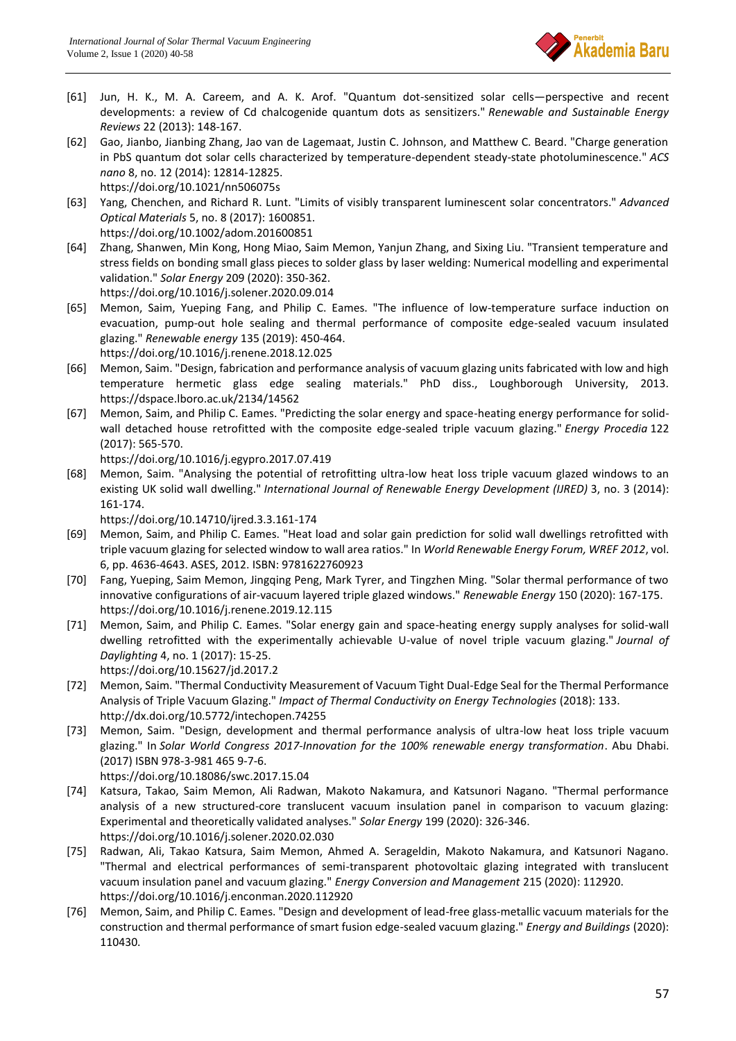[61] Jun, H. K., M. A. Careem, and A. K. Arof. "Quantum dot-sensitized solar cells—perspective and recent developments: a review of Cd chalcogenide quantum dots as sensitizers." *Renewable and Sustainable Energy Reviews* 22 (2013): 148-167.

[62] Gao, Jianbo, Jianbing Zhang, Jao van de Lagemaat, Justin C. Johnson, and Matthew C. Beard. "Charge generation in PbS quantum dot solar cells characterized by temperature-dependent steady-state photoluminescence." *ACS nano* 8, no. 12 (2014): 12814-12825. https://doi.org/10.1021/nn506075s

[63] Yang, Chenchen, and Richard R. Lunt. "Limits of visibly transparent luminescent solar concentrators." *Advanced Optical Materials* 5, no. 8 (2017): 1600851. https://doi.org/10.1002/adom.201600851

[64] Zhang, Shanwen, Min Kong, Hong Miao, Saim Memon, Yanjun Zhang, and Sixing Liu. "Transient temperature and stress fields on bonding small glass pieces to solder glass by laser welding: Numerical modelling and experimental validation." *Solar Energy* 209 (2020): 350-362. https://doi.org/10.1016/j.solener.2020.09.014

[65] Memon, Saim, Yueping Fang, and Philip C. Eames. "The influence of low-temperature surface induction on evacuation, pump-out hole sealing and thermal performance of composite edge-sealed vacuum insulated glazing." *Renewable energy* 135 (2019): 450-464. https://doi.org/10.1016/j.renene.2018.12.025

[66] Memon, Saim. "Design, fabrication and performance analysis of vacuum glazing units fabricated with low and high temperature hermetic glass edge sealing materials." PhD diss., Loughborough University, 2013. https://dspace.lboro.ac.uk/2134/14562

[67] Memon, Saim, and Philip C. Eames. "Predicting the solar energy and space-heating energy performance for solid-wall detached house retrofitted with the composite edge-sealed triple vacuum glazing." *Energy Procedia* 122 (2017): 565-570. https://doi.org/10.1016/j.egypro.2017.07.419

[68] Memon, Saim. "Analysing the potential of retrofitting ultra-low heat loss triple vacuum glazed windows to an existing UK solid wall dwelling." *International Journal of Renewable Energy Development (IJRED)* 3, no. 3 (2014): 161-174. https://doi.org/10.14710/ijred.3.3.161-174

[69] Memon, Saim, and Philip C. Eames. "Heat load and solar gain prediction for solid wall dwellings retrofitted with triple vacuum glazing for selected window to wall area ratios." In *World Renewable Energy Forum, WREF 2012*, vol. 6, pp. 4636-4643. ASES, 2012. ISBN: 9781622760923

[70] Fang, Yueping, Saim Memon, Jingqing Peng, Mark Tyrer, and Tingzhen Ming. "Solar thermal performance of two innovative configurations of air-vacuum layered triple glazed windows." *Renewable Energy* 150 (2020): 167-175. https://doi.org/10.1016/j.renene.2019.12.115

[71] Memon, Saim, and Philip C. Eames. "Solar energy gain and space-heating energy supply analyses for solid-wall dwelling retrofitted with the experimentally achievable U-value of novel triple vacuum glazing." *Journal of Daylighting* 4, no. 1 (2017): 15-25. https://doi.org/10.15627/jd.2017.2

[72] Memon, Saim. "Thermal Conductivity Measurement of Vacuum Tight Dual-Edge Seal for the Thermal Performance Analysis of Triple Vacuum Glazing." *Impact of Thermal Conductivity on Energy Technologies* (2018): 133. http://dx.doi.org/10.5772/intechopen.74255

[73] Memon, Saim. "Design, development and thermal performance analysis of ultra-low heat loss triple vacuum glazing." In *Solar World Congress 2017-Innovation for the 100% renewable energy transformation*. Abu Dhabi. (2017) ISBN 978-3-981 465 9-7-6. https://doi.org/10.18086/swc.2017.15.04

[74] Katsura, Takao, Saim Memon, Ali Radwan, Makoto Nakamura, and Katsunori Nagano. "Thermal performance analysis of a new structured-core translucent vacuum insulation panel in comparison to vacuum glazing: Experimental and theoretically validated analyses." *Solar Energy* 199 (2020): 326-346. https://doi.org/10.1016/j.solener.2020.02.030

[75] Radwan, Ali, Takao Katsura, Saim Memon, Ahmed A. Serageldin, Makoto Nakamura, and Katsunori Nagano. "Thermal and electrical performances of semi-transparent photovoltaic glazing integrated with translucent vacuum insulation panel and vacuum glazing." *Energy Conversion and Management* 215 (2020): 112920. https://doi.org/10.1016/j.enconman.2020.112920

[76] Memon, Saim, and Philip C. Eames. "Design and development of lead-free glass-metallic vacuum materials for the construction and thermal performance of smart fusion edge-sealed vacuum glazing." *Energy and Buildings* (2020): 110430.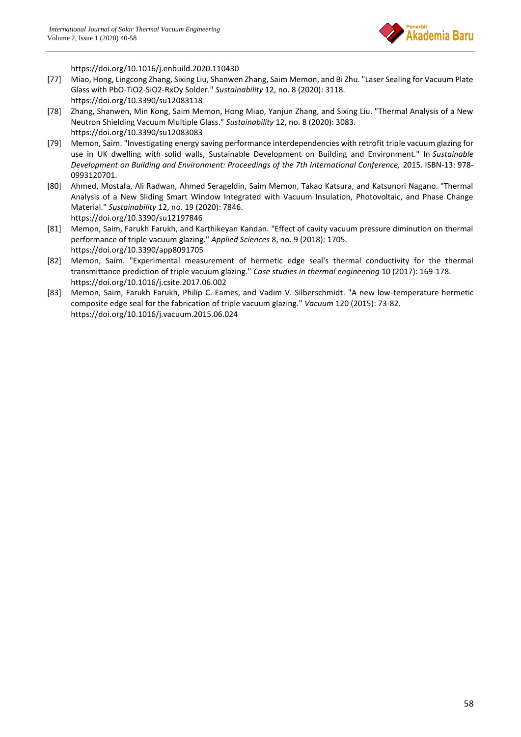https://doi.org/10.1016/j.enbuild.2020.110430

[77] Miao, Hong, Lingcong Zhang, Sixing Liu, Shanwen Zhang, Saim Memon, and Bi Zhu. "Laser Sealing for Vacuum Plate Glass with PbO-TiO2-SiO2-RxOy Solder." *Sustainability* 12, no. 8 (2020): 3118. https://doi.org/10.3390/su12083118

[78] Zhang, Shanwen, Min Kong, Saim Memon, Hong Miao, Yanjun Zhang, and Sixing Liu. "Thermal Analysis of a New Neutron Shielding Vacuum Multiple Glass." *Sustainability* 12, no. 8 (2020): 3083. https://doi.org/10.3390/su12083083

[79] Memon, Saim. "Investigating energy saving performance interdependencies with retrofit triple vacuum glazing for use in UK dwelling with solid walls, Sustainable Development on Building and Environment." In *Sustainable Development on Building and Environment: Proceedings of the 7th International Conference,* 2015. ISBN-13: 978-0993120701.

[80] Ahmed, Mostafa, Ali Radwan, Ahmed Serageldin, Saim Memon, Takao Katsura, and Katsunori Nagano. "Thermal Analysis of a New Sliding Smart Window Integrated with Vacuum Insulation, Photovoltaic, and Phase Change Material." *Sustainability* 12, no. 19 (2020): 7846. https://doi.org/10.3390/su12197846

[81] Memon, Saim, Farukh Farukh, and Karthikeyan Kandan. "Effect of cavity vacuum pressure diminution on thermal performance of triple vacuum glazing." *Applied Sciences* 8, no. 9 (2018): 1705. https://doi.org/10.3390/app8091705

[82] Memon, Saim. "Experimental measurement of hermetic edge seal's thermal conductivity for the thermal transmittance prediction of triple vacuum glazing." *Case studies in thermal engineering* 10 (2017): 169-178. https://doi.org/10.1016/j.csite.2017.06.002

[83] Memon, Saim, Farukh Farukh, Philip C. Eames, and Vadim V. Silberschmidt. "A new low-temperature hermetic composite edge seal for the fabrication of triple vacuum glazing." *Vacuum* 120 (2015): 73-82. https://doi.org/10.1016/j.vacuum.2015.06.024